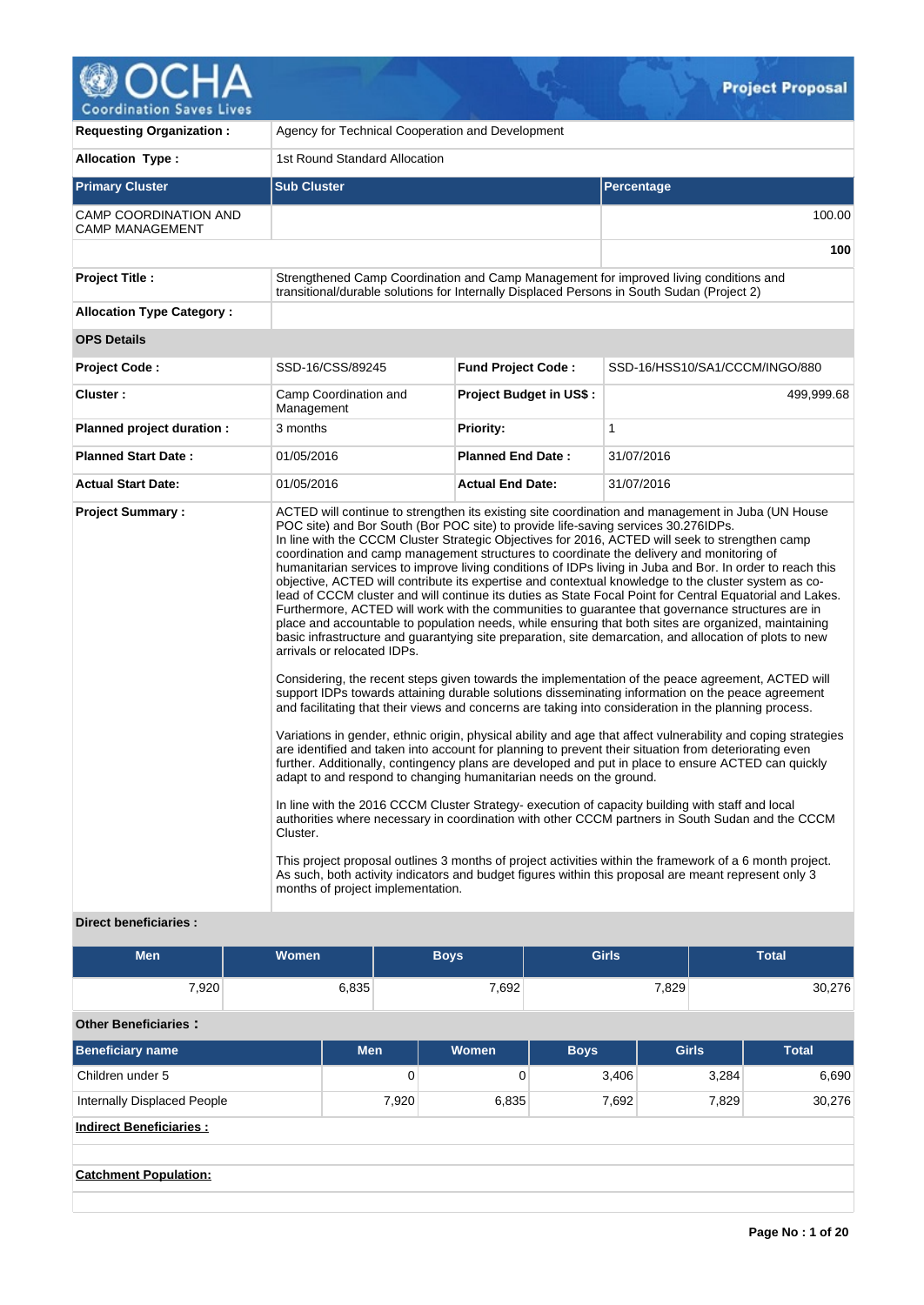# Project Proposal

| | |
|---|---|
| **Requesting Organization :** | Agency for Technical Cooperation and Development |
| **Allocation Type :** | 1st Round Standard Allocation |

| Primary Cluster | Sub Cluster | Percentage |
|---|---|---|
| CAMP COORDINATION AND CAMP MANAGEMENT | | 100.00 |
| | | **100** |

| | |
|---|---|
| **Project Title :** | Strengthened Camp Coordination and Camp Management for improved living conditions and transitional/durable solutions for Internally Displaced Persons in South Sudan (Project 2) |
| **Allocation Type Category :** | |

**OPS Details**

| | | | |
|---|---|---|---|
| **Project Code :** | SSD-16/CSS/89245 | **Fund Project Code :** | SSD-16/HSS10/SA1/CCCM/INGO/880 |
| **Cluster :** | Camp Coordination and Management | **Project Budget in US$ :** | 499,999.68 |
| **Planned project duration :** | 3 months | **Priority:** | 1 |
| **Planned Start Date :** | 01/05/2016 | **Planned End Date :** | 31/07/2016 |
| **Actual Start Date:** | 01/05/2016 | **Actual End Date:** | 31/07/2016 |

**Project Summary :**

ACTED will continue to strengthen its existing site coordination and management in Juba (UN House POC site) and Bor South (Bor POC site) to provide life-saving services 30.276IDPs.
In line with the CCCM Cluster Strategic Objectives for 2016, ACTED will seek to strengthen camp coordination and camp management structures to coordinate the delivery and monitoring of humanitarian services to improve living conditions of IDPs living in Juba and Bor. In order to reach this objective, ACTED will contribute its expertise and contextual knowledge to the cluster system as co-lead of CCCM cluster and will continue its duties as State Focal Point for Central Equatorial and Lakes. Furthermore, ACTED will work with the communities to guarantee that governance structures are in place and accountable to population needs, while ensuring that both sites are organized, maintaining basic infrastructure and guarantying site preparation, site demarcation, and allocation of plots to new arrivals or relocated IDPs.

Considering, the recent steps given towards the implementation of the peace agreement, ACTED will support IDPs towards attaining durable solutions disseminating information on the peace agreement and facilitating that their views and concerns are taking into consideration in the planning process.

Variations in gender, ethnic origin, physical ability and age that affect vulnerability and coping strategies are identified and taken into account for planning to prevent their situation from deteriorating even further. Additionally, contingency plans are developed and put in place to ensure ACTED can quickly adapt to and respond to changing humanitarian needs on the ground.

In line with the 2016 CCCM Cluster Strategy- execution of capacity building with staff and local authorities where necessary in coordination with other CCCM partners in South Sudan and the CCCM Cluster.

This project proposal outlines 3 months of project activities within the framework of a 6 month project. As such, both activity indicators and budget figures within this proposal are meant represent only 3 months of project implementation.

**Direct beneficiaries :**

| Men | Women | Boys | Girls | Total |
|---|---|---|---|---|
| 7,920 | 6,835 | 7,692 | 7,829 | 30,276 |

**Other Beneficiaries :**

| Beneficiary name | Men | Women | Boys | Girls | Total |
|---|---|---|---|---|---|
| Children under 5 | 0 | 0 | 3,406 | 3,284 | 6,690 |
| Internally Displaced People | 7,920 | 6,835 | 7,692 | 7,829 | 30,276 |

**Indirect Beneficiaries :**

**Catchment Population:**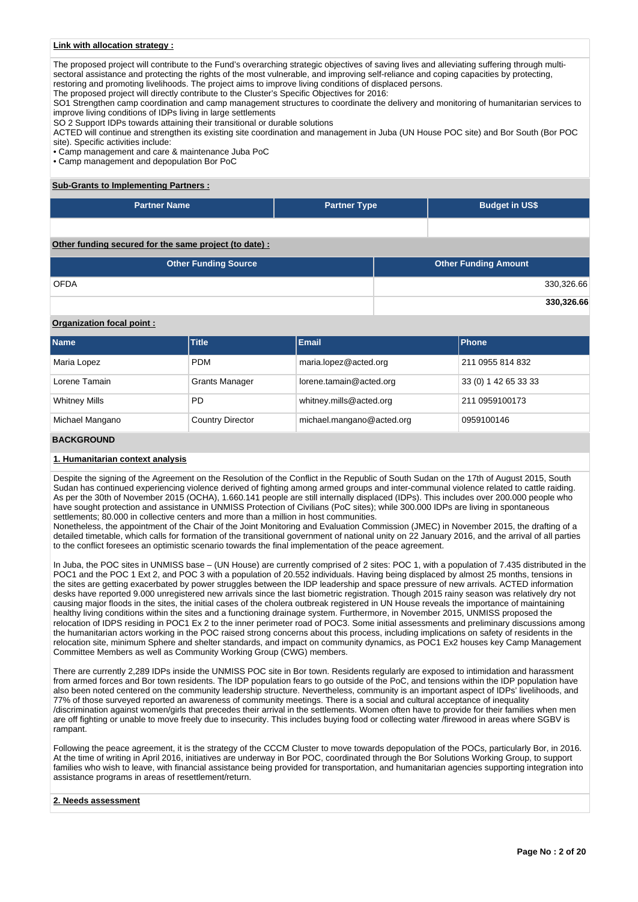**Link with allocation strategy :**

The proposed project will contribute to the Fund's overarching strategic objectives of saving lives and alleviating suffering through multi-sectoral assistance and protecting the rights of the most vulnerable, and improving self-reliance and coping capacities by protecting, restoring and promoting livelihoods. The project aims to improve living conditions of displaced persons.
The proposed project will directly contribute to the Cluster's Specific Objectives for 2016:
SO1 Strengthen camp coordination and camp management structures to coordinate the delivery and monitoring of humanitarian services to improve living conditions of IDPs living in large settlements
SO 2 Support IDPs towards attaining their transitional or durable solutions
ACTED will continue and strengthen its existing site coordination and management in Juba (UN House POC site) and Bor South (Bor POC site). Specific activities include:

- Camp management and care & maintenance Juba PoC
- Camp management and depopulation Bor PoC

**Sub-Grants to Implementing Partners :**

| Partner Name | Partner Type | Budget in US$ |
|---|---|---|
| | | |

**Other funding secured for the same project (to date) :**

| Other Funding Source | Other Funding Amount |
|---|---|
| OFDA | 330,326.66 |
| | **330,326.66** |

**Organization focal point :**

| Name | Title | Email | Phone |
|---|---|---|---|
| Maria Lopez | PDM | maria.lopez@acted.org | 211 0955 814 832 |
| Lorene Tamain | Grants Manager | lorene.tamain@acted.org | 33 (0) 1 42 65 33 33 |
| Whitney Mills | PD | whitney.mills@acted.org | 211 0959100173 |
| Michael Mangano | Country Director | michael.mangano@acted.org | 0959100146 |

## BACKGROUND

**1. Humanitarian context analysis**

Despite the signing of the Agreement on the Resolution of the Conflict in the Republic of South Sudan on the 17th of August 2015, South Sudan has continued experiencing violence derived of fighting among armed groups and inter-communal violence related to cattle raiding. As per the 30th of November 2015 (OCHA), 1.660.141 people are still internally displaced (IDPs). This includes over 200.000 people who have sought protection and assistance in UNMISS Protection of Civilians (PoC sites); while 300.000 IDPs are living in spontaneous settlements; 80.000 in collective centers and more than a million in host communities.
Nonetheless, the appointment of the Chair of the Joint Monitoring and Evaluation Commission (JMEC) in November 2015, the drafting of a detailed timetable, which calls for formation of the transitional government of national unity on 22 January 2016, and the arrival of all parties to the conflict foresees an optimistic scenario towards the final implementation of the peace agreement.

In Juba, the POC sites in UNMISS base – (UN House) are currently comprised of 2 sites: POC 1, with a population of 7.435 distributed in the POC1 and the POC 1 Ext 2, and POC 3 with a population of 20.552 individuals. Having being displaced by almost 25 months, tensions in the sites are getting exacerbated by power struggles between the IDP leadership and space pressure of new arrivals. ACTED information desks have reported 9.000 unregistered new arrivals since the last biometric registration. Though 2015 rainy season was relatively dry not causing major floods in the sites, the initial cases of the cholera outbreak registered in UN House reveals the importance of maintaining healthy living conditions within the sites and a functioning drainage system. Furthermore, in November 2015, UNMISS proposed the relocation of IDPS residing in POC1 Ex 2 to the inner perimeter road of POC3. Some initial assessments and preliminary discussions among the humanitarian actors working in the POC raised strong concerns about this process, including implications on safety of residents in the relocation site, minimum Sphere and shelter standards, and impact on community dynamics, as POC1 Ex2 houses key Camp Management Committee Members as well as Community Working Group (CWG) members.

There are currently 2,289 IDPs inside the UNMISS POC site in Bor town. Residents regularly are exposed to intimidation and harassment from armed forces and Bor town residents. The IDP population fears to go outside of the PoC, and tensions within the IDP population have also been noted centered on the community leadership structure. Nevertheless, community is an important aspect of IDPs' livelihoods, and 77% of those surveyed reported an awareness of community meetings. There is a social and cultural acceptance of inequality /discrimination against women/girls that precedes their arrival in the settlements. Women often have to provide for their families when men are off fighting or unable to move freely due to insecurity. This includes buying food or collecting water /firewood in areas where SGBV is rampant.

Following the peace agreement, it is the strategy of the CCCM Cluster to move towards depopulation of the POCs, particularly Bor, in 2016. At the time of writing in April 2016, initiatives are underway in Bor POC, coordinated through the Bor Solutions Working Group, to support families who wish to leave, with financial assistance being provided for transportation, and humanitarian agencies supporting integration into assistance programs in areas of resettlement/return.

**2. Needs assessment**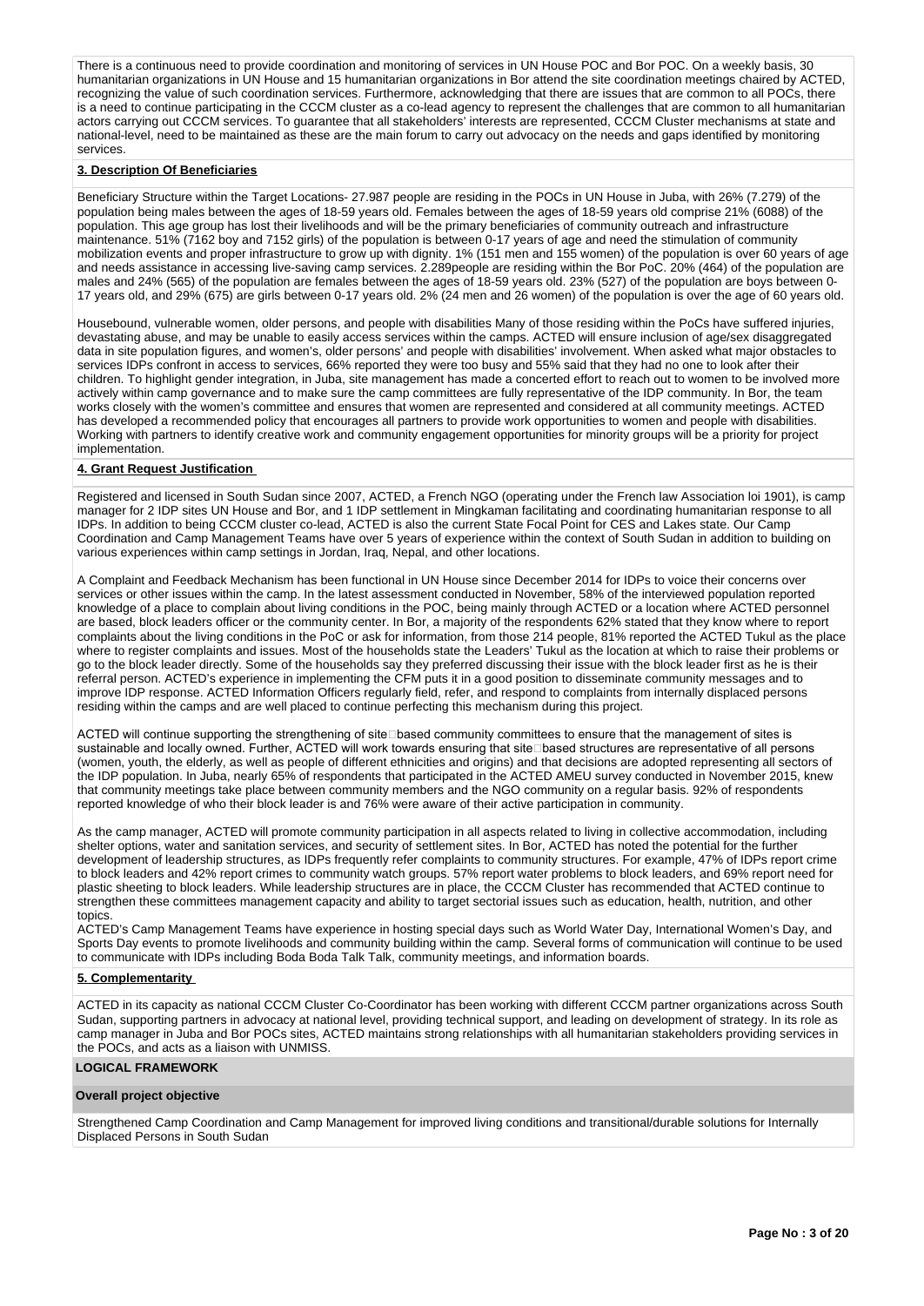There is a continuous need to provide coordination and monitoring of services in UN House POC and Bor POC. On a weekly basis, 30 humanitarian organizations in UN House and 15 humanitarian organizations in Bor attend the site coordination meetings chaired by ACTED, recognizing the value of such coordination services. Furthermore, acknowledging that there are issues that are common to all POCs, there is a need to continue participating in the CCCM cluster as a co-lead agency to represent the challenges that are common to all humanitarian actors carrying out CCCM services. To guarantee that all stakeholders' interests are represented, CCCM Cluster mechanisms at state and national-level, need to be maintained as these are the main forum to carry out advocacy on the needs and gaps identified by monitoring services.

**3. Description Of Beneficiaries**

Beneficiary Structure within the Target Locations- 27.987 people are residing in the POCs in UN House in Juba, with 26% (7.279) of the population being males between the ages of 18-59 years old. Females between the ages of 18-59 years old comprise 21% (6088) of the population. This age group has lost their livelihoods and will be the primary beneficiaries of community outreach and infrastructure maintenance. 51% (7162 boy and 7152 girls) of the population is between 0-17 years of age and need the stimulation of community mobilization events and proper infrastructure to grow up with dignity. 1% (151 men and 155 women) of the population is over 60 years of age and needs assistance in accessing live-saving camp services. 2.289people are residing within the Bor PoC. 20% (464) of the population are males and 24% (565) of the population are females between the ages of 18-59 years old. 23% (527) of the population are boys between 0-17 years old, and 29% (675) are girls between 0-17 years old. 2% (24 men and 26 women) of the population is over the age of 60 years old.

Housebound, vulnerable women, older persons, and people with disabilities Many of those residing within the PoCs have suffered injuries, devastating abuse, and may be unable to easily access services within the camps. ACTED will ensure inclusion of age/sex disaggregated data in site population figures, and women's, older persons' and people with disabilities' involvement. When asked what major obstacles to services IDPs confront in access to services, 66% reported they were too busy and 55% said that they had no one to look after their children. To highlight gender integration, in Juba, site management has made a concerted effort to reach out to women to be involved more actively within camp governance and to make sure the camp committees are fully representative of the IDP community. In Bor, the team works closely with the women's committee and ensures that women are represented and considered at all community meetings. ACTED has developed a recommended policy that encourages all partners to provide work opportunities to women and people with disabilities. Working with partners to identify creative work and community engagement opportunities for minority groups will be a priority for project implementation.

**4. Grant Request Justification**

Registered and licensed in South Sudan since 2007, ACTED, a French NGO (operating under the French law Association loi 1901), is camp manager for 2 IDP sites UN House and Bor, and 1 IDP settlement in Mingkaman facilitating and coordinating humanitarian response to all IDPs. In addition to being CCCM cluster co-lead, ACTED is also the current State Focal Point for CES and Lakes state. Our Camp Coordination and Camp Management Teams have over 5 years of experience within the context of South Sudan in addition to building on various experiences within camp settings in Jordan, Iraq, Nepal, and other locations.

A Complaint and Feedback Mechanism has been functional in UN House since December 2014 for IDPs to voice their concerns over services or other issues within the camp. In the latest assessment conducted in November, 58% of the interviewed population reported knowledge of a place to complain about living conditions in the POC, being mainly through ACTED or a location where ACTED personnel are based, block leaders officer or the community center. In Bor, a majority of the respondents 62% stated that they know where to report complaints about the living conditions in the PoC or ask for information, from those 214 people, 81% reported the ACTED Tukul as the place where to register complaints and issues. Most of the households state the Leaders' Tukul as the location at which to raise their problems or go to the block leader directly. Some of the households say they preferred discussing their issue with the block leader first as he is their referral person. ACTED's experience in implementing the CFM puts it in a good position to disseminate community messages and to improve IDP response. ACTED Information Officers regularly field, refer, and respond to complaints from internally displaced persons residing within the camps and are well placed to continue perfecting this mechanism during this project.

ACTED will continue supporting the strengthening of site□based community committees to ensure that the management of sites is sustainable and locally owned. Further, ACTED will work towards ensuring that site□based structures are representative of all persons (women, youth, the elderly, as well as people of different ethnicities and origins) and that decisions are adopted representing all sectors of the IDP population. In Juba, nearly 65% of respondents that participated in the ACTED AMEU survey conducted in November 2015, knew that community meetings take place between community members and the NGO community on a regular basis. 92% of respondents reported knowledge of who their block leader is and 76% were aware of their active participation in community.

As the camp manager, ACTED will promote community participation in all aspects related to living in collective accommodation, including shelter options, water and sanitation services, and security of settlement sites. In Bor, ACTED has noted the potential for the further development of leadership structures, as IDPs frequently refer complaints to community structures. For example, 47% of IDPs report crime to block leaders and 42% report crimes to community watch groups. 57% report water problems to block leaders, and 69% report need for plastic sheeting to block leaders. While leadership structures are in place, the CCCM Cluster has recommended that ACTED continue to strengthen these committees management capacity and ability to target sectorial issues such as education, health, nutrition, and other topics.
ACTED's Camp Management Teams have experience in hosting special days such as World Water Day, International Women's Day, and Sports Day events to promote livelihoods and community building within the camp. Several forms of communication will continue to be used to communicate with IDPs including Boda Boda Talk Talk, community meetings, and information boards.

**5. Complementarity**

ACTED in its capacity as national CCCM Cluster Co-Coordinator has been working with different CCCM partner organizations across South Sudan, supporting partners in advocacy at national level, providing technical support, and leading on development of strategy. In its role as camp manager in Juba and Bor POCs sites, ACTED maintains strong relationships with all humanitarian stakeholders providing services in the POCs, and acts as a liaison with UNMISS.

## LOGICAL FRAMEWORK

**Overall project objective**

Strengthened Camp Coordination and Camp Management for improved living conditions and transitional/durable solutions for Internally Displaced Persons in South Sudan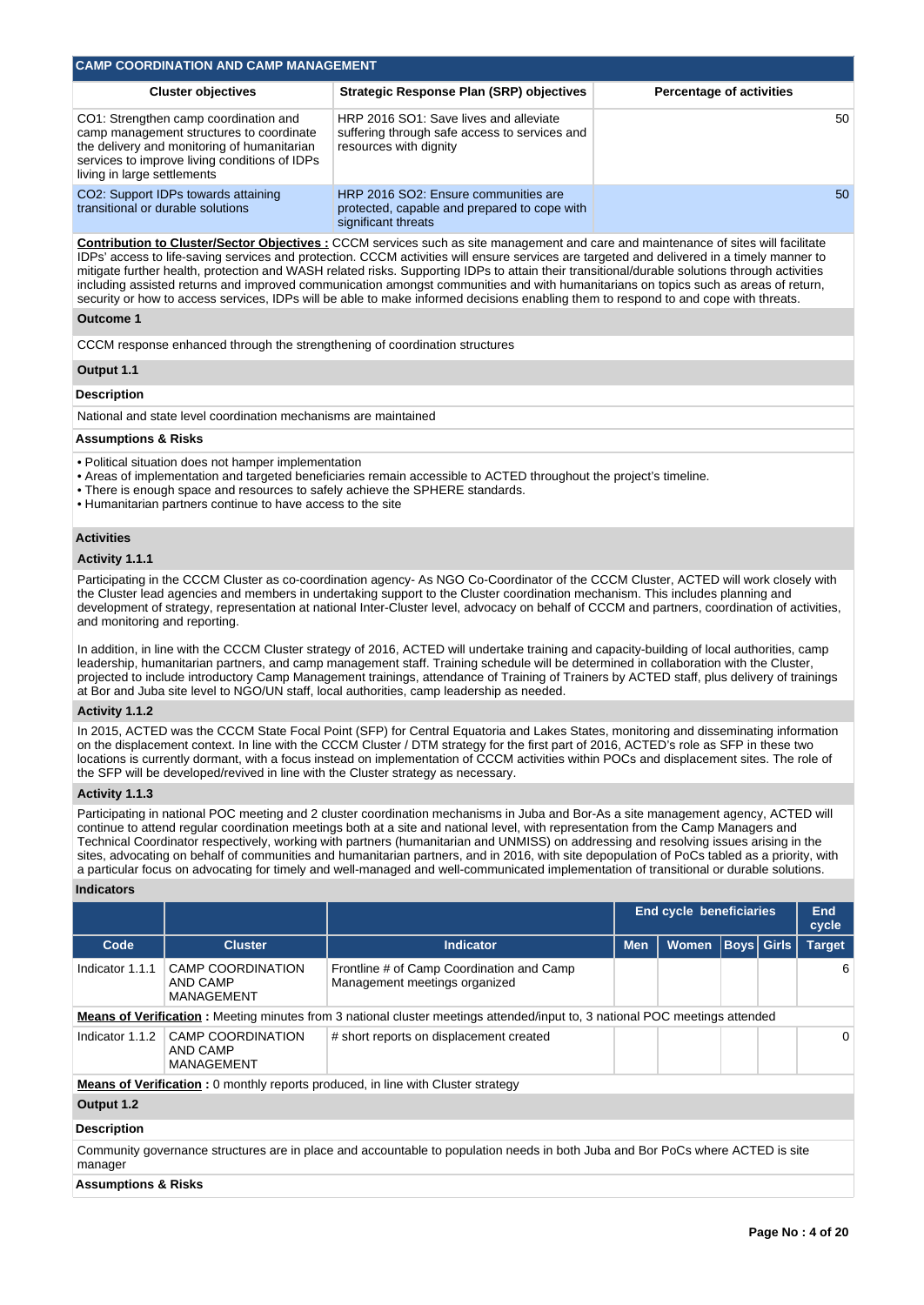## CAMP COORDINATION AND CAMP MANAGEMENT

| Cluster objectives | Strategic Response Plan (SRP) objectives | Percentage of activities |
|---|---|---|
| CO1: Strengthen camp coordination and camp management structures to coordinate the delivery and monitoring of humanitarian services to improve living conditions of IDPs living in large settlements | HRP 2016 SO1: Save lives and alleviate suffering through safe access to services and resources with dignity | 50 |
| CO2: Support IDPs towards attaining transitional or durable solutions | HRP 2016 SO2: Ensure communities are protected, capable and prepared to cope with significant threats | 50 |

**Contribution to Cluster/Sector Objectives :** CCCM services such as site management and care and maintenance of sites will facilitate IDPs' access to life-saving services and protection. CCCM activities will ensure services are targeted and delivered in a timely manner to mitigate further health, protection and WASH related risks. Supporting IDPs to attain their transitional/durable solutions through activities including assisted returns and improved communication amongst communities and with humanitarians on topics such as areas of return, security or how to access services, IDPs will be able to make informed decisions enabling them to respond to and cope with threats.

**Outcome 1**

CCCM response enhanced through the strengthening of coordination structures

**Output 1.1**

**Description**

National and state level coordination mechanisms are maintained

**Assumptions & Risks**

- Political situation does not hamper implementation
- Areas of implementation and targeted beneficiaries remain accessible to ACTED throughout the project's timeline.
- There is enough space and resources to safely achieve the SPHERE standards.
- Humanitarian partners continue to have access to the site

**Activities**

**Activity 1.1.1**

Participating in the CCCM Cluster as co-coordination agency- As NGO Co-Coordinator of the CCCM Cluster, ACTED will work closely with the Cluster lead agencies and members in undertaking support to the Cluster coordination mechanism. This includes planning and development of strategy, representation at national Inter-Cluster level, advocacy on behalf of CCCM and partners, coordination of activities, and monitoring and reporting.

In addition, in line with the CCCM Cluster strategy of 2016, ACTED will undertake training and capacity-building of local authorities, camp leadership, humanitarian partners, and camp management staff. Training schedule will be determined in collaboration with the Cluster, projected to include introductory Camp Management trainings, attendance of Training of Trainers by ACTED staff, plus delivery of trainings at Bor and Juba site level to NGO/UN staff, local authorities, camp leadership as needed.

**Activity 1.1.2**

In 2015, ACTED was the CCCM State Focal Point (SFP) for Central Equatoria and Lakes States, monitoring and disseminating information on the displacement context. In line with the CCCM Cluster / DTM strategy for the first part of 2016, ACTED's role as SFP in these two locations is currently dormant, with a focus instead on implementation of CCCM activities within POCs and displacement sites. The role of the SFP will be developed/revived in line with the Cluster strategy as necessary.

**Activity 1.1.3**

Participating in national POC meeting and 2 cluster coordination mechanisms in Juba and Bor-As a site management agency, ACTED will continue to attend regular coordination meetings both at a site and national level, with representation from the Camp Managers and Technical Coordinator respectively, working with partners (humanitarian and UNMISS) on addressing and resolving issues arising in the sites, advocating on behalf of communities and humanitarian partners, and in 2016, with site depopulation of PoCs tabled as a priority, with a particular focus on advocating for timely and well-managed and well-communicated implementation of transitional or durable solutions.

**Indicators**

| | | | End cycle beneficiaries | | | | End cycle |
|---|---|---|---|---|---|---|---|
| Code | Cluster | Indicator | Men | Women | Boys | Girls | Target |
| Indicator 1.1.1 | CAMP COORDINATION AND CAMP MANAGEMENT | Frontline # of Camp Coordination and Camp Management meetings organized | | | | | 6 |
| **Means of Verification :** Meeting minutes from 3 national cluster meetings attended/input to, 3 national POC meetings attended | | | | | | | |
| Indicator 1.1.2 | CAMP COORDINATION AND CAMP MANAGEMENT | # short reports on displacement created | | | | | 0 |
| **Means of Verification :** 0 monthly reports produced, in line with Cluster strategy | | | | | | | |

**Output 1.2**

**Description**

Community governance structures are in place and accountable to population needs in both Juba and Bor PoCs where ACTED is site manager

**Assumptions & Risks**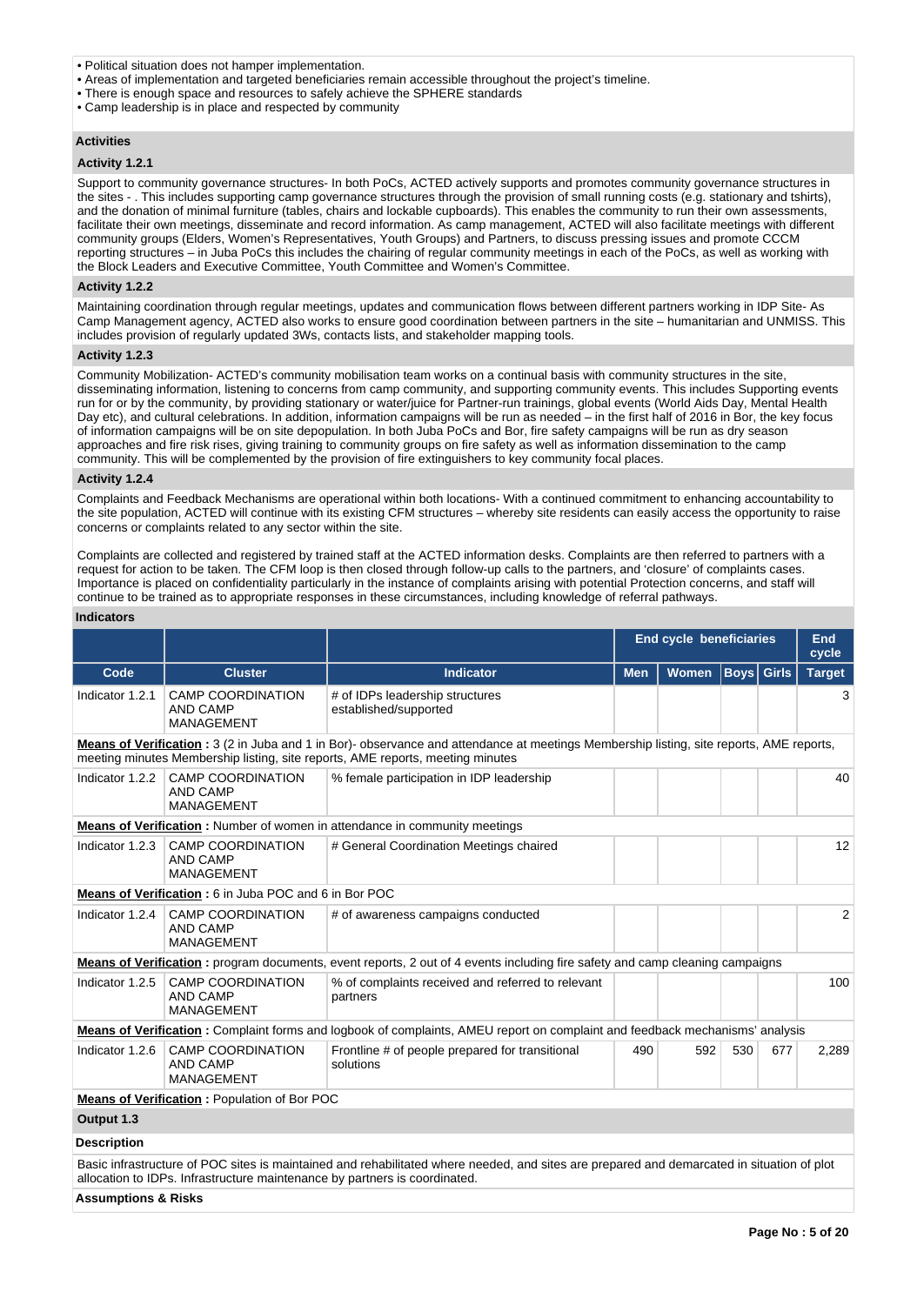- Political situation does not hamper implementation.
- Areas of implementation and targeted beneficiaries remain accessible throughout the project's timeline.
- There is enough space and resources to safely achieve the SPHERE standards
- Camp leadership is in place and respected by community

### Activities

#### Activity 1.2.1

Support to community governance structures- In both PoCs, ACTED actively supports and promotes community governance structures in the sites - . This includes supporting camp governance structures through the provision of small running costs (e.g. stationary and tshirts), and the donation of minimal furniture (tables, chairs and lockable cupboards). This enables the community to run their own assessments, facilitate their own meetings, disseminate and record information. As camp management, ACTED will also facilitate meetings with different community groups (Elders, Women's Representatives, Youth Groups) and Partners, to discuss pressing issues and promote CCCM reporting structures – in Juba PoCs this includes the chairing of regular community meetings in each of the PoCs, as well as working with the Block Leaders and Executive Committee, Youth Committee and Women's Committee.

#### Activity 1.2.2

Maintaining coordination through regular meetings, updates and communication flows between different partners working in IDP Site- As Camp Management agency, ACTED also works to ensure good coordination between partners in the site – humanitarian and UNMISS. This includes provision of regularly updated 3Ws, contacts lists, and stakeholder mapping tools.

#### Activity 1.2.3

Community Mobilization- ACTED's community mobilisation team works on a continual basis with community structures in the site, disseminating information, listening to concerns from camp community, and supporting community events. This includes Supporting events run for or by the community, by providing stationary or water/juice for Partner-run trainings, global events (World Aids Day, Mental Health Day etc), and cultural celebrations. In addition, information campaigns will be run as needed – in the first half of 2016 in Bor, the key focus of information campaigns will be on site depopulation. In both Juba PoCs and Bor, fire safety campaigns will be run as dry season approaches and fire risk rises, giving training to community groups on fire safety as well as information dissemination to the camp community. This will be complemented by the provision of fire extinguishers to key community focal places.

#### Activity 1.2.4

Complaints and Feedback Mechanisms are operational within both locations- With a continued commitment to enhancing accountability to the site population, ACTED will continue with its existing CFM structures – whereby site residents can easily access the opportunity to raise concerns or complaints related to any sector within the site.

Complaints are collected and registered by trained staff at the ACTED information desks. Complaints are then referred to partners with a request for action to be taken. The CFM loop is then closed through follow-up calls to the partners, and 'closure' of complaints cases. Importance is placed on confidentiality particularly in the instance of complaints arising with potential Protection concerns, and staff will continue to be trained as to appropriate responses in these circumstances, including knowledge of referral pathways.

### Indicators

| | | | End cycle beneficiaries | | | | End cycle |
|---|---|---|---|---|---|---|---|
| **Code** | **Cluster** | **Indicator** | **Men** | **Women** | **Boys** | **Girls** | **Target** |
| Indicator 1.2.1 | CAMP COORDINATION AND CAMP MANAGEMENT | # of IDPs leadership structures established/supported | | | | | 3 |
| **Means of Verification :** 3 (2 in Juba and 1 in Bor)- observance and attendance at meetings Membership listing, site reports, AME reports, meeting minutes Membership listing, site reports, AME reports, meeting minutes | | | | | | | |
| Indicator 1.2.2 | CAMP COORDINATION AND CAMP MANAGEMENT | % female participation in IDP leadership | | | | | 40 |
| **Means of Verification :** Number of women in attendance in community meetings | | | | | | | |
| Indicator 1.2.3 | CAMP COORDINATION AND CAMP MANAGEMENT | # General Coordination Meetings chaired | | | | | 12 |
| **Means of Verification :** 6 in Juba POC and 6 in Bor POC | | | | | | | |
| Indicator 1.2.4 | CAMP COORDINATION AND CAMP MANAGEMENT | # of awareness campaigns conducted | | | | | 2 |
| **Means of Verification :** program documents, event reports, 2 out of 4 events including fire safety and camp cleaning campaigns | | | | | | | |
| Indicator 1.2.5 | CAMP COORDINATION AND CAMP MANAGEMENT | % of complaints received and referred to relevant partners | | | | | 100 |
| **Means of Verification :** Complaint forms and logbook of complaints, AMEU report on complaint and feedback mechanisms' analysis | | | | | | | |
| Indicator 1.2.6 | CAMP COORDINATION AND CAMP MANAGEMENT | Frontline # of people prepared for transitional solutions | 490 | 592 | 530 | 677 | 2,289 |
| **Means of Verification :** Population of Bor POC | | | | | | | |

### Output 1.3

#### Description

Basic infrastructure of POC sites is maintained and rehabilitated where needed, and sites are prepared and demarcated in situation of plot allocation to IDPs. Infrastructure maintenance by partners is coordinated.

#### Assumptions & Risks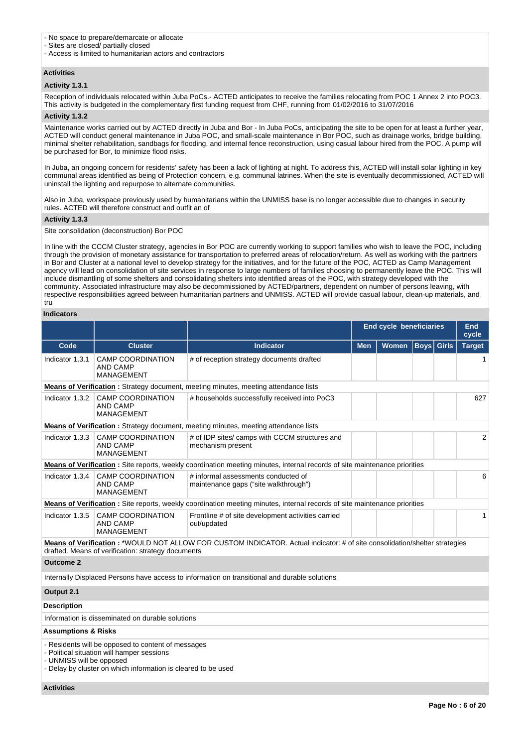- No space to prepare/demarcate or allocate
- Sites are closed/ partially closed
- Access is limited to humanitarian actors and contractors

**Activities**

**Activity 1.3.1**

Reception of individuals relocated within Juba PoCs.- ACTED anticipates to receive the families relocating from POC 1 Annex 2 into POC3. This activity is budgeted in the complementary first funding request from CHF, running from 01/02/2016 to 31/07/2016

**Activity 1.3.2**

Maintenance works carried out by ACTED directly in Juba and Bor - In Juba PoCs, anticipating the site to be open for at least a further year, ACTED will conduct general maintenance in Juba POC, and small-scale maintenance in Bor POC, such as drainage works, bridge building, minimal shelter rehabilitation, sandbags for flooding, and internal fence reconstruction, using casual labour hired from the POC. A pump will be purchased for Bor, to minimize flood risks.

In Juba, an ongoing concern for residents' safety has been a lack of lighting at night. To address this, ACTED will install solar lighting in key communal areas identified as being of Protection concern, e.g. communal latrines. When the site is eventually decommissioned, ACTED will uninstall the lighting and repurpose to alternate communities.

Also in Juba, workspace previously used by humanitarians within the UNMISS base is no longer accessible due to changes in security rules. ACTED will therefore construct and outfit an of

**Activity 1.3.3**

Site consolidation (deconstruction) Bor POC

In line with the CCCM Cluster strategy, agencies in Bor POC are currently working to support families who wish to leave the POC, including through the provision of monetary assistance for transportation to preferred areas of relocation/return. As well as working with the partners in Bor and Cluster at a national level to develop strategy for the initiatives, and for the future of the POC, ACTED as Camp Management agency will lead on consolidation of site services in response to large numbers of families choosing to permanently leave the POC. This will include dismantling of some shelters and consolidating shelters into identified areas of the POC, with strategy developed with the community. Associated infrastructure may also be decommissioned by ACTED/partners, dependent on number of persons leaving, with respective responsibilities agreed between humanitarian partners and UNMISS. ACTED will provide casual labour, clean-up materials, and tru

**Indicators**

| | | | End cycle beneficiaries | | | | End cycle |
|---|---|---|---|---|---|---|---|
| Code | Cluster | Indicator | Men | Women | Boys | Girls | Target |
| Indicator 1.3.1 | CAMP COORDINATION AND CAMP MANAGEMENT | # of reception strategy documents drafted | | | | | 1 |
| **Means of Verification :** Strategy document, meeting minutes, meeting attendance lists | | | | | | | |
| Indicator 1.3.2 | CAMP COORDINATION AND CAMP MANAGEMENT | # households successfully received into PoC3 | | | | | 627 |
| **Means of Verification :** Strategy document, meeting minutes, meeting attendance lists | | | | | | | |
| Indicator 1.3.3 | CAMP COORDINATION AND CAMP MANAGEMENT | # of IDP sites/ camps with CCCM structures and mechanism present | | | | | 2 |
| **Means of Verification :** Site reports, weekly coordination meeting minutes, internal records of site maintenance priorities | | | | | | | |
| Indicator 1.3.4 | CAMP COORDINATION AND CAMP MANAGEMENT | # informal assessments conducted of maintenance gaps ("site walkthrough") | | | | | 6 |
| **Means of Verification :** Site reports, weekly coordination meeting minutes, internal records of site maintenance priorities | | | | | | | |
| Indicator 1.3.5 | CAMP COORDINATION AND CAMP MANAGEMENT | Frontline # of site development activities carried out/updated | | | | | 1 |
| **Means of Verification :** *WOULD NOT ALLOW FOR CUSTOM INDICATOR. Actual indicator: # of site consolidation/shelter strategies drafted. Means of verification: strategy documents | | | | | | | |

**Outcome 2**

Internally Displaced Persons have access to information on transitional and durable solutions

**Output 2.1**

**Description**

Information is disseminated on durable solutions

**Assumptions & Risks**

- Residents will be opposed to content of messages
- Political situation will hamper sessions
- UNMISS will be opposed
- Delay by cluster on which information is cleared to be used

**Activities**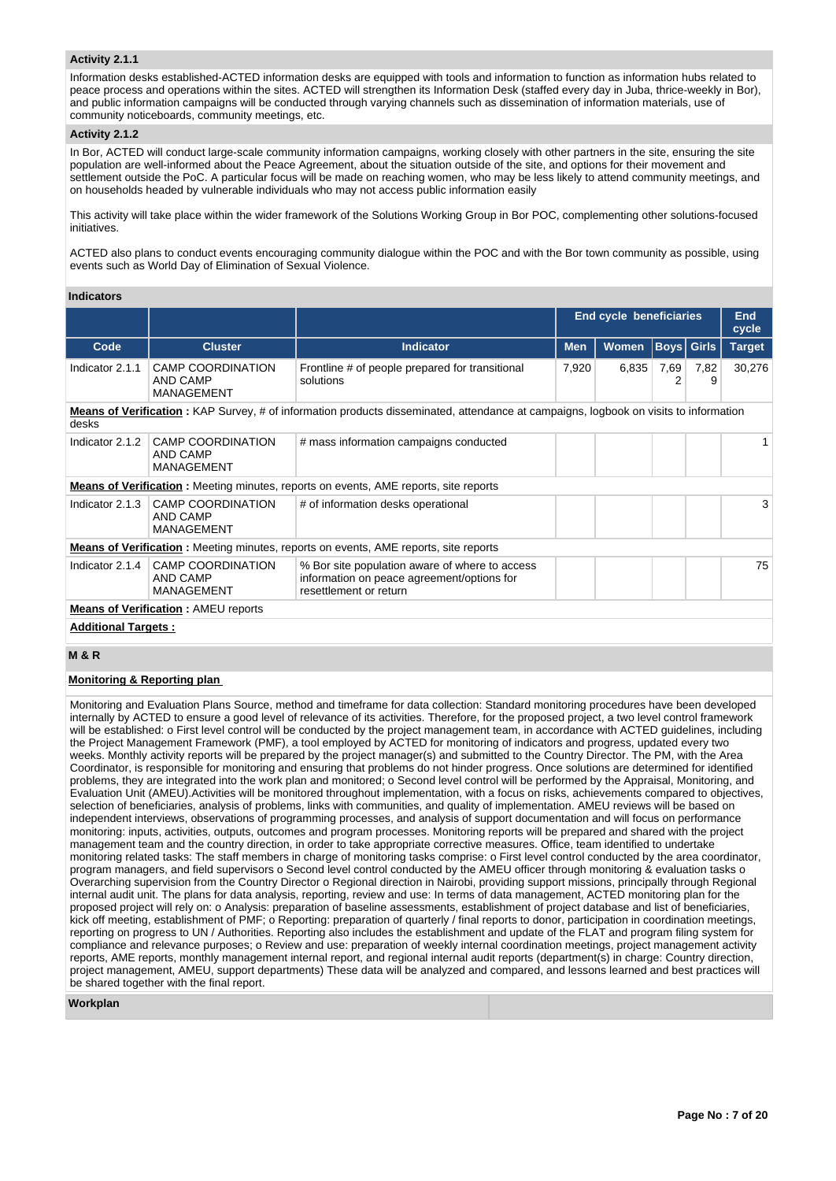### Activity 2.1.1

Information desks established-ACTED information desks are equipped with tools and information to function as information hubs related to peace process and operations within the sites. ACTED will strengthen its Information Desk (staffed every day in Juba, thrice-weekly in Bor), and public information campaigns will be conducted through varying channels such as dissemination of information materials, use of community noticeboards, community meetings, etc.

### Activity 2.1.2

In Bor, ACTED will conduct large-scale community information campaigns, working closely with other partners in the site, ensuring the site population are well-informed about the Peace Agreement, about the situation outside of the site, and options for their movement and settlement outside the PoC. A particular focus will be made on reaching women, who may be less likely to attend community meetings, and on households headed by vulnerable individuals who may not access public information easily

This activity will take place within the wider framework of the Solutions Working Group in Bor POC, complementing other solutions-focused initiatives.

ACTED also plans to conduct events encouraging community dialogue within the POC and with the Bor town community as possible, using events such as World Day of Elimination of Sexual Violence.

### Indicators

| | | | End cycle beneficiaries | | | | End cycle |
|---|---|---|---|---|---|---|---|
| **Code** | **Cluster** | **Indicator** | **Men** | **Women** | **Boys** | **Girls** | **Target** |
| Indicator 2.1.1 | CAMP COORDINATION AND CAMP MANAGEMENT | Frontline # of people prepared for transitional solutions | 7,920 | 6,835 | 7,692 | 7,829 | 30,276 |
| **Means of Verification :** KAP Survey, # of information products disseminated, attendance at campaigns, logbook on visits to information desks | | | | | | | |
| Indicator 2.1.2 | CAMP COORDINATION AND CAMP MANAGEMENT | # mass information campaigns conducted | | | | | 1 |
| **Means of Verification :** Meeting minutes, reports on events, AME reports, site reports | | | | | | | |
| Indicator 2.1.3 | CAMP COORDINATION AND CAMP MANAGEMENT | # of information desks operational | | | | | 3 |
| **Means of Verification :** Meeting minutes, reports on events, AME reports, site reports | | | | | | | |
| Indicator 2.1.4 | CAMP COORDINATION AND CAMP MANAGEMENT | % Bor site population aware of where to access information on peace agreement/options for resettlement or return | | | | | 75 |
| **Means of Verification :** AMEU reports | | | | | | | |

**Additional Targets :**

## M & R

**Monitoring & Reporting plan**

Monitoring and Evaluation Plans Source, method and timeframe for data collection: Standard monitoring procedures have been developed internally by ACTED to ensure a good level of relevance of its activities. Therefore, for the proposed project, a two level control framework will be established: o First level control will be conducted by the project management team, in accordance with ACTED guidelines, including the Project Management Framework (PMF), a tool employed by ACTED for monitoring of indicators and progress, updated every two weeks. Monthly activity reports will be prepared by the project manager(s) and submitted to the Country Director. The PM, with the Area Coordinator, is responsible for monitoring and ensuring that problems do not hinder progress. Once solutions are determined for identified problems, they are integrated into the work plan and monitored; o Second level control will be performed by the Appraisal, Monitoring, and Evaluation Unit (AMEU).Activities will be monitored throughout implementation, with a focus on risks, achievements compared to objectives, selection of beneficiaries, analysis of problems, links with communities, and quality of implementation. AMEU reviews will be based on independent interviews, observations of programming processes, and analysis of support documentation and will focus on performance monitoring: inputs, activities, outputs, outcomes and program processes. Monitoring reports will be prepared and shared with the project management team and the country direction, in order to take appropriate corrective measures. Office, team identified to undertake monitoring related tasks: The staff members in charge of monitoring tasks comprise: o First level control conducted by the area coordinator, program managers, and field supervisors o Second level control conducted by the AMEU officer through monitoring & evaluation tasks o Overarching supervision from the Country Director o Regional direction in Nairobi, providing support missions, principally through Regional internal audit unit. The plans for data analysis, reporting, review and use: In terms of data management, ACTED monitoring plan for the proposed project will rely on: o Analysis: preparation of baseline assessments, establishment of project database and list of beneficiaries, kick off meeting, establishment of PMF; o Reporting: preparation of quarterly / final reports to donor, participation in coordination meetings, reporting on progress to UN / Authorities. Reporting also includes the establishment and update of the FLAT and program filing system for compliance and relevance purposes; o Review and use: preparation of weekly internal coordination meetings, project management activity reports, AME reports, monthly management internal report, and regional internal audit reports (department(s) in charge: Country direction, project management, AMEU, support departments) These data will be analyzed and compared, and lessons learned and best practices will be shared together with the final report.

**Workplan**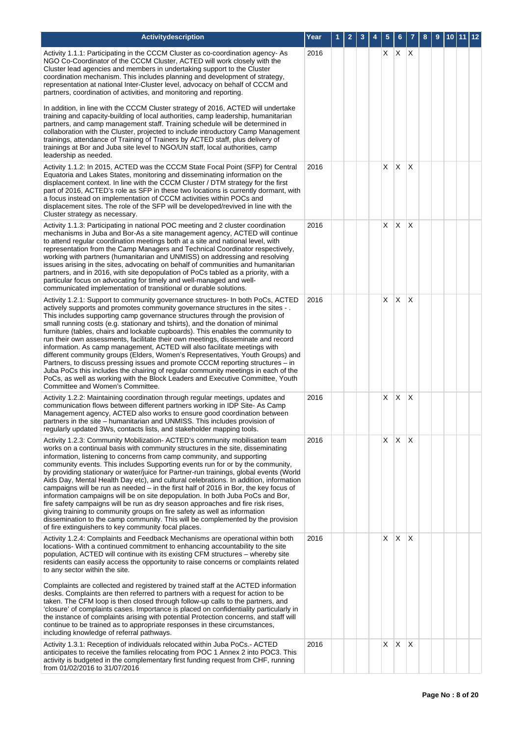| Activitydescription | Year | 1 | 2 | 3 | 4 | 5 | 6 | 7 | 8 | 9 | 10 | 11 | 12 |
|---|---|---|---|---|---|---|---|---|---|---|---|---|---|
| Activity 1.1.1: Participating in the CCCM Cluster as co-coordination agency- As NGO Co-Coordinator of the CCCM Cluster, ACTED will work closely with the Cluster lead agencies and members in undertaking support to the Cluster coordination mechanism. This includes planning and development of strategy, representation at national Inter-Cluster level, advocacy on behalf of CCCM and partners, coordination of activities, and monitoring and reporting.<br><br>In addition, in line with the CCCM Cluster strategy of 2016, ACTED will undertake training and capacity-building of local authorities, camp leadership, humanitarian partners, and camp management staff. Training schedule will be determined in collaboration with the Cluster, projected to include introductory Camp Management trainings, attendance of Training of Trainers by ACTED staff, plus delivery of trainings at Bor and Juba site level to NGO/UN staff, local authorities, camp leadership as needed. | 2016 | | | | | X | X | X | | | | | |
| Activity 1.1.2: In 2015, ACTED was the CCCM State Focal Point (SFP) for Central Equatoria and Lakes States, monitoring and disseminating information on the displacement context. In line with the CCCM Cluster / DTM strategy for the first part of 2016, ACTED's role as SFP in these two locations is currently dormant, with a focus instead on implementation of CCCM activities within POCs and displacement sites. The role of the SFP will be developed/revived in line with the Cluster strategy as necessary. | 2016 | | | | | X | X | X | | | | | |
| Activity 1.1.3: Participating in national POC meeting and 2 cluster coordination mechanisms in Juba and Bor-As a site management agency, ACTED will continue to attend regular coordination meetings both at a site and national level, with representation from the Camp Managers and Technical Coordinator respectively, working with partners (humanitarian and UNMISS) on addressing and resolving issues arising in the sites, advocating on behalf of communities and humanitarian partners, and in 2016, with site depopulation of PoCs tabled as a priority, with a particular focus on advocating for timely and well-managed and well-communicated implementation of transitional or durable solutions. | 2016 | | | | | X | X | X | | | | | |
| Activity 1.2.1: Support to community governance structures- In both PoCs, ACTED actively supports and promotes community governance structures in the sites - . This includes supporting camp governance structures through the provision of small running costs (e.g. stationary and tshirts), and the donation of minimal furniture (tables, chairs and lockable cupboards). This enables the community to run their own assessments, facilitate their own meetings, disseminate and record information. As camp management, ACTED will also facilitate meetings with different community groups (Elders, Women's Representatives, Youth Groups) and Partners, to discuss pressing issues and promote CCCM reporting structures – in Juba PoCs this includes the chairing of regular community meetings in each of the PoCs, as well as working with the Block Leaders and Executive Committee, Youth Committee and Women's Committee. | 2016 | | | | | X | X | X | | | | | |
| Activity 1.2.2: Maintaining coordination through regular meetings, updates and communication flows between different partners working in IDP Site- As Camp Management agency, ACTED also works to ensure good coordination between partners in the site – humanitarian and UNMISS. This includes provision of regularly updated 3Ws, contacts lists, and stakeholder mapping tools. | 2016 | | | | | X | X | X | | | | | |
| Activity 1.2.3: Community Mobilization- ACTED's community mobilisation team works on a continual basis with community structures in the site, disseminating information, listening to concerns from camp community, and supporting community events. This includes Supporting events run for or by the community, by providing stationary or water/juice for Partner-run trainings, global events (World Aids Day, Mental Health Day etc), and cultural celebrations. In addition, information campaigns will be run as needed – in the first half of 2016 in Bor, the key focus of information campaigns will be on site depopulation. In both Juba PoCs and Bor, fire safety campaigns will be run as dry season approaches and fire risk rises, giving training to community groups on fire safety as well as information dissemination to the camp community. This will be complemented by the provision of fire extinguishers to key community focal places. | 2016 | | | | | X | X | X | | | | | |
| Activity 1.2.4: Complaints and Feedback Mechanisms are operational within both locations- With a continued commitment to enhancing accountability to the site population, ACTED will continue with its existing CFM structures – whereby site residents can easily access the opportunity to raise concerns or complaints related to any sector within the site.<br><br>Complaints are collected and registered by trained staff at the ACTED information desks. Complaints are then referred to partners with a request for action to be taken. The CFM loop is then closed through follow-up calls to the partners, and 'closure' of complaints cases. Importance is placed on confidentiality particularly in the instance of complaints arising with potential Protection concerns, and staff will continue to be trained as to appropriate responses in these circumstances, including knowledge of referral pathways. | 2016 | | | | | X | X | X | | | | | |
| Activity 1.3.1: Reception of individuals relocated within Juba PoCs.- ACTED anticipates to receive the families relocating from POC 1 Annex 2 into POC3. This activity is budgeted in the complementary first funding request from CHF, running from 01/02/2016 to 31/07/2016 | 2016 | | | | | X | X | X | | | | | |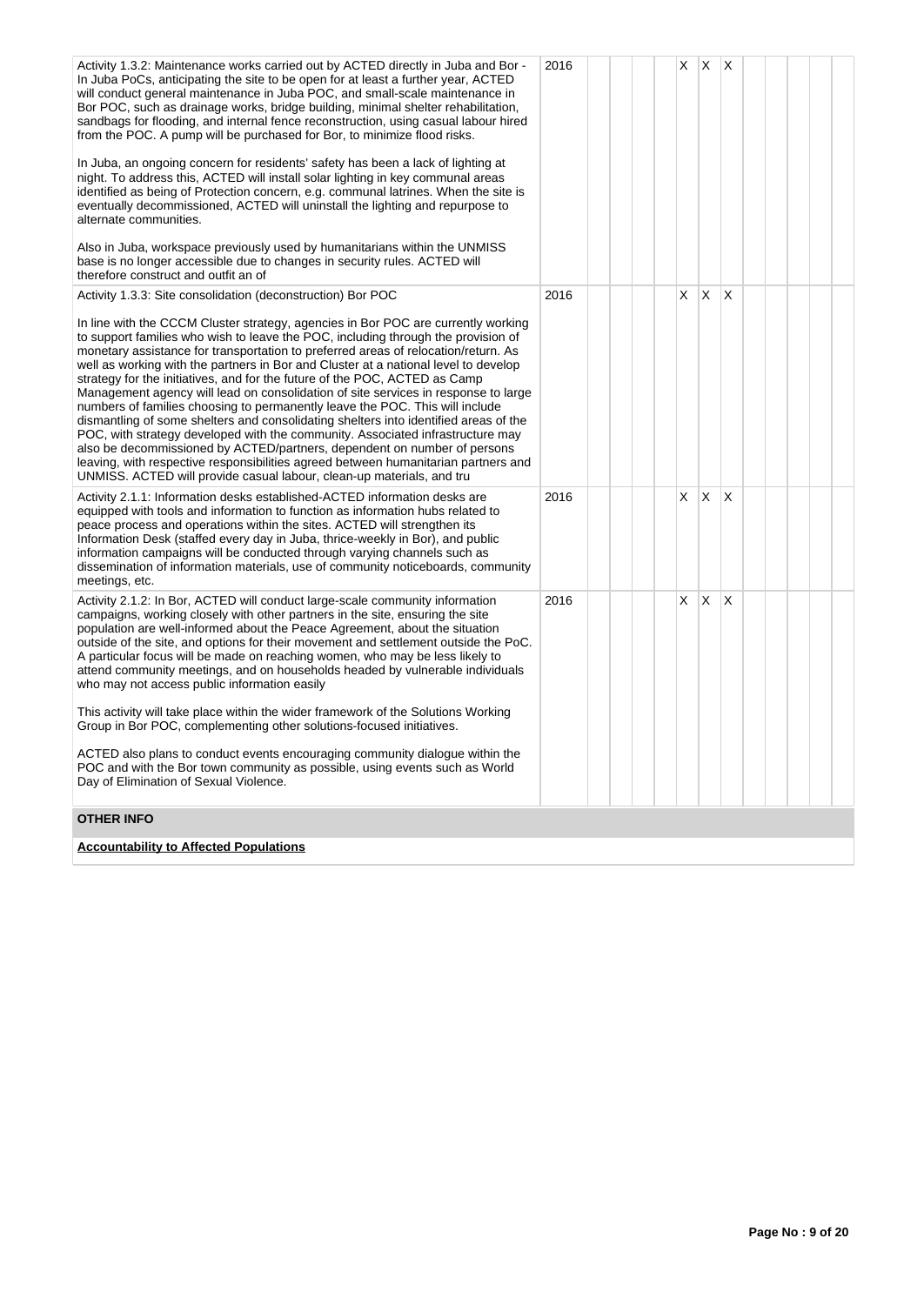| Activity | Year | 1 | 2 | 3 | 4 | 5 | 6 | 7 | 8 | 9 | 10 | 11 | 12 |
|---|---|---|---|---|---|---|---|---|---|---|---|---|---|
| Activity 1.3.2: Maintenance works carried out by ACTED directly in Juba and Bor - In Juba PoCs, anticipating the site to be open for at least a further year, ACTED will conduct general maintenance in Juba POC, and small-scale maintenance in Bor POC, such as drainage works, bridge building, minimal shelter rehabilitation, sandbags for flooding, and internal fence reconstruction, using casual labour hired from the POC. A pump will be purchased for Bor, to minimize flood risks.<br><br>In Juba, an ongoing concern for residents' safety has been a lack of lighting at night. To address this, ACTED will install solar lighting in key communal areas identified as being of Protection concern, e.g. communal latrines. When the site is eventually decommissioned, ACTED will uninstall the lighting and repurpose to alternate communities.<br><br>Also in Juba, workspace previously used by humanitarians within the UNMISS base is no longer accessible due to changes in security rules. ACTED will therefore construct and outfit an of | 2016 | | | | | X | X | X | | | | | |
| Activity 1.3.3: Site consolidation (deconstruction) Bor POC<br><br>In line with the CCCM Cluster strategy, agencies in Bor POC are currently working to support families who wish to leave the POC, including through the provision of monetary assistance for transportation to preferred areas of relocation/return. As well as working with the partners in Bor and Cluster at a national level to develop strategy for the initiatives, and for the future of the POC, ACTED as Camp Management agency will lead on consolidation of site services in response to large numbers of families choosing to permanently leave the POC. This will include dismantling of some shelters and consolidating shelters into identified areas of the POC, with strategy developed with the community. Associated infrastructure may also be decommissioned by ACTED/partners, dependent on number of persons leaving, with respective responsibilities agreed between humanitarian partners and UNMISS. ACTED will provide casual labour, clean-up materials, and tru | 2016 | | | | | X | X | X | | | | | |
| Activity 2.1.1: Information desks established-ACTED information desks are equipped with tools and information to function as information hubs related to peace process and operations within the sites. ACTED will strengthen its Information Desk (staffed every day in Juba, thrice-weekly in Bor), and public information campaigns will be conducted through varying channels such as dissemination of information materials, use of community noticeboards, community meetings, etc. | 2016 | | | | | X | X | X | | | | | |
| Activity 2.1.2: In Bor, ACTED will conduct large-scale community information campaigns, working closely with other partners in the site, ensuring the site population are well-informed about the Peace Agreement, about the situation outside of the site, and options for their movement and settlement outside the PoC. A particular focus will be made on reaching women, who may be less likely to attend community meetings, and on households headed by vulnerable individuals who may not access public information easily<br><br>This activity will take place within the wider framework of the Solutions Working Group in Bor POC, complementing other solutions-focused initiatives.<br><br>ACTED also plans to conduct events encouraging community dialogue within the POC and with the Bor town community as possible, using events such as World Day of Elimination of Sexual Violence. | 2016 | | | | | X | X | X | | | | | |

**OTHER INFO**

**Accountability to Affected Populations**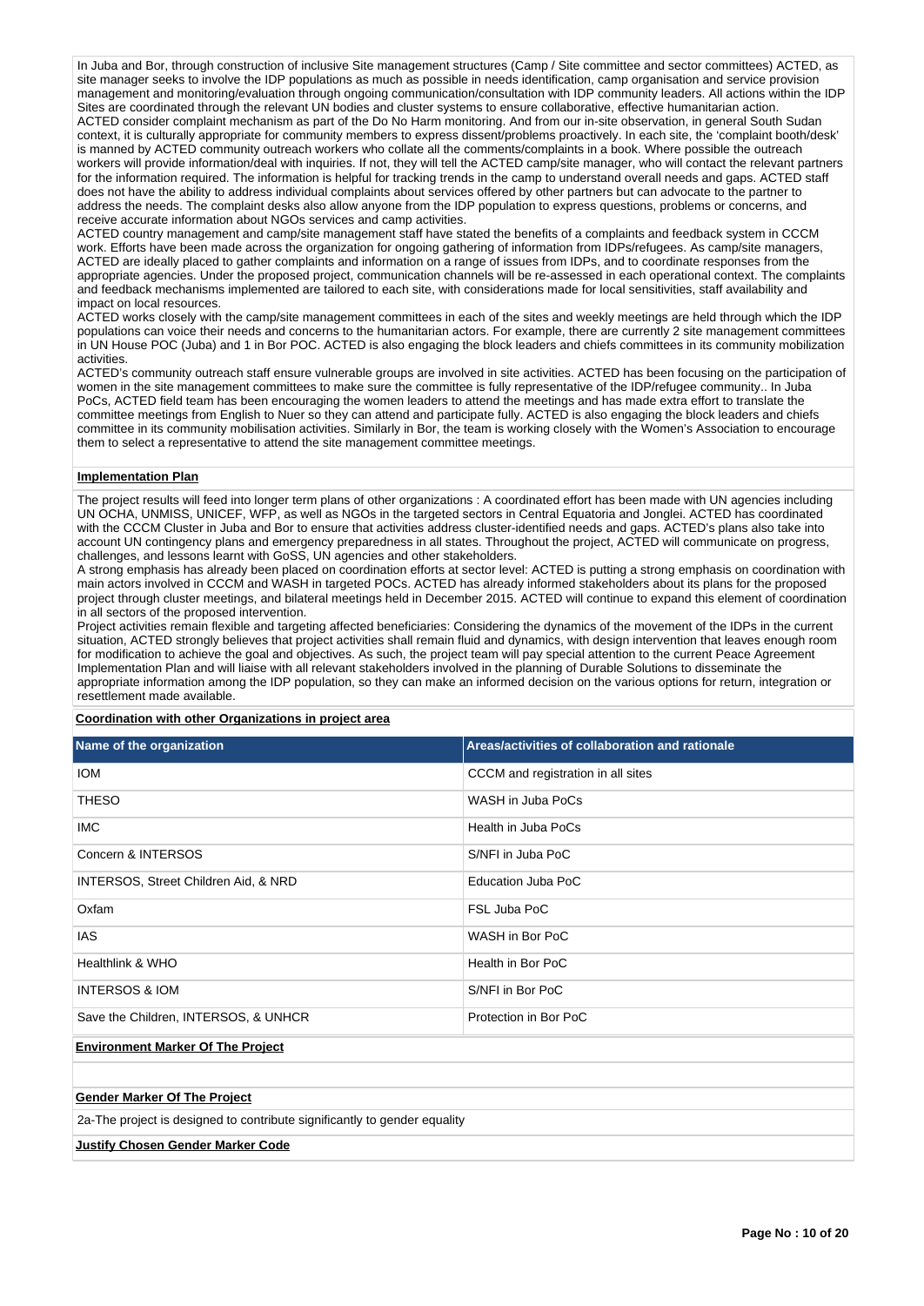In Juba and Bor, through construction of inclusive Site management structures (Camp / Site committee and sector committees) ACTED, as site manager seeks to involve the IDP populations as much as possible in needs identification, camp organisation and service provision management and monitoring/evaluation through ongoing communication/consultation with IDP community leaders. All actions within the IDP Sites are coordinated through the relevant UN bodies and cluster systems to ensure collaborative, effective humanitarian action.
ACTED consider complaint mechanism as part of the Do No Harm monitoring. And from our in-site observation, in general South Sudan context, it is culturally appropriate for community members to express dissent/problems proactively. In each site, the 'complaint booth/desk' is manned by ACTED community outreach workers who collate all the comments/complaints in a book. Where possible the outreach workers will provide information/deal with inquiries. If not, they will tell the ACTED camp/site manager, who will contact the relevant partners for the information required. The information is helpful for tracking trends in the camp to understand overall needs and gaps. ACTED staff does not have the ability to address individual complaints about services offered by other partners but can advocate to the partner to address the needs. The complaint desks also allow anyone from the IDP population to express questions, problems or concerns, and receive accurate information about NGOs services and camp activities.
ACTED country management and camp/site management staff have stated the benefits of a complaints and feedback system in CCCM work. Efforts have been made across the organization for ongoing gathering of information from IDPs/refugees. As camp/site managers, ACTED are ideally placed to gather complaints and information on a range of issues from IDPs, and to coordinate responses from the appropriate agencies. Under the proposed project, communication channels will be re-assessed in each operational context. The complaints and feedback mechanisms implemented are tailored to each site, with considerations made for local sensitivities, staff availability and impact on local resources.
ACTED works closely with the camp/site management committees in each of the sites and weekly meetings are held through which the IDP populations can voice their needs and concerns to the humanitarian actors. For example, there are currently 2 site management committees in UN House POC (Juba) and 1 in Bor POC. ACTED is also engaging the block leaders and chiefs committees in its community mobilization activities.
ACTED's community outreach staff ensure vulnerable groups are involved in site activities. ACTED has been focusing on the participation of women in the site management committees to make sure the committee is fully representative of the IDP/refugee community.. In Juba PoCs, ACTED field team has been encouraging the women leaders to attend the meetings and has made extra effort to translate the committee meetings from English to Nuer so they can attend and participate fully. ACTED is also engaging the block leaders and chiefs committee in its community mobilisation activities. Similarly in Bor, the team is working closely with the Women's Association to encourage them to select a representative to attend the site management committee meetings.

**Implementation Plan**

The project results will feed into longer term plans of other organizations : A coordinated effort has been made with UN agencies including UN OCHA, UNMISS, UNICEF, WFP, as well as NGOs in the targeted sectors in Central Equatoria and Jonglei. ACTED has coordinated with the CCCM Cluster in Juba and Bor to ensure that activities address cluster-identified needs and gaps. ACTED's plans also take into account UN contingency plans and emergency preparedness in all states. Throughout the project, ACTED will communicate on progress, challenges, and lessons learnt with GoSS, UN agencies and other stakeholders.
A strong emphasis has already been placed on coordination efforts at sector level: ACTED is putting a strong emphasis on coordination with main actors involved in CCCM and WASH in targeted POCs. ACTED has already informed stakeholders about its plans for the proposed project through cluster meetings, and bilateral meetings held in December 2015. ACTED will continue to expand this element of coordination in all sectors of the proposed intervention.
Project activities remain flexible and targeting affected beneficiaries: Considering the dynamics of the movement of the IDPs in the current situation, ACTED strongly believes that project activities shall remain fluid and dynamics, with design intervention that leaves enough room for modification to achieve the goal and objectives. As such, the project team will pay special attention to the current Peace Agreement Implementation Plan and will liaise with all relevant stakeholders involved in the planning of Durable Solutions to disseminate the appropriate information among the IDP population, so they can make an informed decision on the various options for return, integration or resettlement made available.

**Coordination with other Organizations in project area**

| Name of the organization | Areas/activities of collaboration and rationale |
|---|---|
| IOM | CCCM and registration in all sites |
| THESO | WASH in Juba PoCs |
| IMC | Health in Juba PoCs |
| Concern & INTERSOS | S/NFI in Juba PoC |
| INTERSOS, Street Children Aid, & NRD | Education Juba PoC |
| Oxfam | FSL Juba PoC |
| IAS | WASH in Bor PoC |
| Healthlink & WHO | Health in Bor PoC |
| INTERSOS & IOM | S/NFI in Bor PoC |
| Save the Children, INTERSOS, & UNHCR | Protection in Bor PoC |

**Environment Marker Of The Project**

**Gender Marker Of The Project**

2a-The project is designed to contribute significantly to gender equality

**Justify Chosen Gender Marker Code**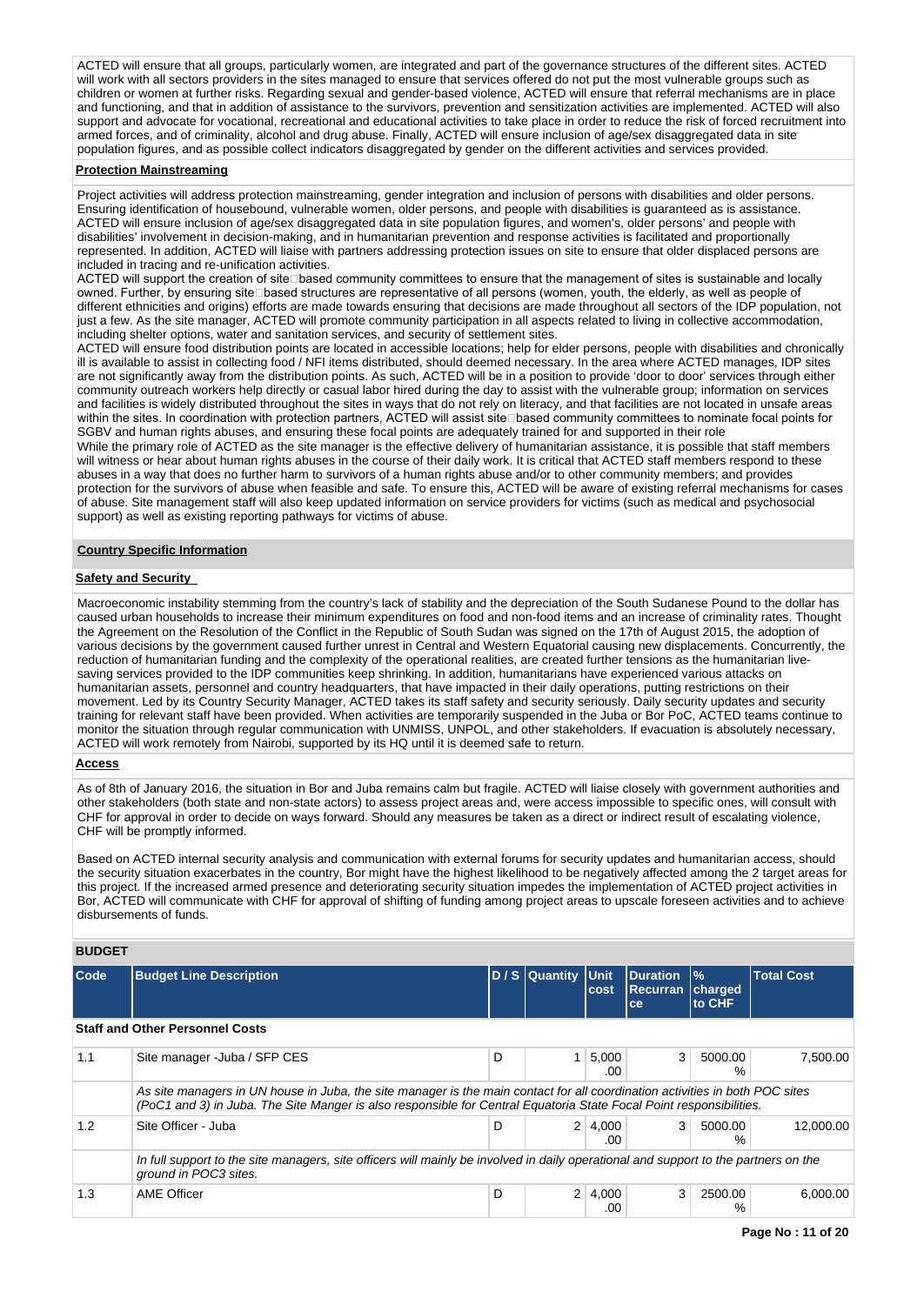ACTED will ensure that all groups, particularly women, are integrated and part of the governance structures of the different sites. ACTED will work with all sectors providers in the sites managed to ensure that services offered do not put the most vulnerable groups such as children or women at further risks. Regarding sexual and gender-based violence, ACTED will ensure that referral mechanisms are in place and functioning, and that in addition of assistance to the survivors, prevention and sensitization activities are implemented. ACTED will also support and advocate for vocational, recreational and educational activities to take place in order to reduce the risk of forced recruitment into armed forces, and of criminality, alcohol and drug abuse. Finally, ACTED will ensure inclusion of age/sex disaggregated data in site population figures, and as possible collect indicators disaggregated by gender on the different activities and services provided.

**Protection Mainstreaming**

Project activities will address protection mainstreaming, gender integration and inclusion of persons with disabilities and older persons. Ensuring identification of housebound, vulnerable women, older persons, and people with disabilities is guaranteed as is assistance. ACTED will ensure inclusion of age/sex disaggregated data in site population figures, and women's, older persons' and people with disabilities' involvement in decision-making, and in humanitarian prevention and response activities is facilitated and proportionally represented. In addition, ACTED will liaise with partners addressing protection issues on site to ensure that older displaced persons are included in tracing and re-unification activities.

ACTED will support the creation of site□based community committees to ensure that the management of sites is sustainable and locally owned. Further, by ensuring site□based structures are representative of all persons (women, youth, the elderly, as well as people of different ethnicities and origins) efforts are made towards ensuring that decisions are made throughout all sectors of the IDP population, not just a few. As the site manager, ACTED will promote community participation in all aspects related to living in collective accommodation, including shelter options, water and sanitation services, and security of settlement sites.

ACTED will ensure food distribution points are located in accessible locations; help for elder persons, people with disabilities and chronically ill is available to assist in collecting food / NFI items distributed, should deemed necessary. In the area where ACTED manages, IDP sites are not significantly away from the distribution points. As such, ACTED will be in a position to provide 'door to door' services through either community outreach workers help directly or casual labor hired during the day to assist with the vulnerable group; information on services and facilities is widely distributed throughout the sites in ways that do not rely on literacy, and that facilities are not located in unsafe areas within the sites. In coordination with protection partners, ACTED will assist site□based community committees to nominate focal points for SGBV and human rights abuses, and ensuring these focal points are adequately trained for and supported in their role

While the primary role of ACTED as the site manager is the effective delivery of humanitarian assistance, it is possible that staff members will witness or hear about human rights abuses in the course of their daily work. It is critical that ACTED staff members respond to these abuses in a way that does no further harm to survivors of a human rights abuse and/or to other community members; and provides protection for the survivors of abuse when feasible and safe. To ensure this, ACTED will be aware of existing referral mechanisms for cases of abuse. Site management staff will also keep updated information on service providers for victims (such as medical and psychosocial support) as well as existing reporting pathways for victims of abuse.

**Country Specific Information**

**Safety and Security**

Macroeconomic instability stemming from the country's lack of stability and the depreciation of the South Sudanese Pound to the dollar has caused urban households to increase their minimum expenditures on food and non-food items and an increase of criminality rates. Thought the Agreement on the Resolution of the Conflict in the Republic of South Sudan was signed on the 17th of August 2015, the adoption of various decisions by the government caused further unrest in Central and Western Equatorial causing new displacements. Concurrently, the reduction of humanitarian funding and the complexity of the operational realities, are created further tensions as the humanitarian live-saving services provided to the IDP communities keep shrinking. In addition, humanitarians have experienced various attacks on humanitarian assets, personnel and country headquarters, that have impacted in their daily operations, putting restrictions on their movement. Led by its Country Security Manager, ACTED takes its staff safety and security seriously. Daily security updates and security training for relevant staff have been provided. When activities are temporarily suspended in the Juba or Bor PoC, ACTED teams continue to monitor the situation through regular communication with UNMISS, UNPOL, and other stakeholders. If evacuation is absolutely necessary, ACTED will work remotely from Nairobi, supported by its HQ until it is deemed safe to return.

**Access**

As of 8th of January 2016, the situation in Bor and Juba remains calm but fragile. ACTED will liaise closely with government authorities and other stakeholders (both state and non-state actors) to assess project areas and, were access impossible to specific ones, will consult with CHF for approval in order to decide on ways forward. Should any measures be taken as a direct or indirect result of escalating violence, CHF will be promptly informed.

Based on ACTED internal security analysis and communication with external forums for security updates and humanitarian access, should the security situation exacerbates in the country, Bor might have the highest likelihood to be negatively affected among the 2 target areas for this project. If the increased armed presence and deteriorating security situation impedes the implementation of ACTED project activities in Bor, ACTED will communicate with CHF for approval of shifting of funding among project areas to upscale foreseen activities and to achieve disbursements of funds.

## BUDGET

| Code | Budget Line Description | D / S | Quantity | Unit cost | Duration Recurrance | % charged to CHF | Total Cost |
|---|---|---|---|---|---|---|---|
| **Staff and Other Personnel Costs** | | | | | | | |
| 1.1 | Site manager -Juba / SFP CES | D | 1 | 5,000.00 | 3 | 5000.00 % | 7,500.00 |
| | *As site managers in UN house in Juba, the site manager is the main contact for all coordination activities in both POC sites (PoC1 and 3) in Juba. The Site Manger is also responsible for Central Equatoria State Focal Point responsibilities.* | | | | | | |
| 1.2 | Site Officer - Juba | D | 2 | 4,000.00 | 3 | 5000.00 % | 12,000.00 |
| | *In full support to the site managers, site officers will mainly be involved in daily operational and support to the partners on the ground in POC3 sites.* | | | | | | |
| 1.3 | AME Officer | D | 2 | 4,000.00 | 3 | 2500.00 % | 6,000.00 |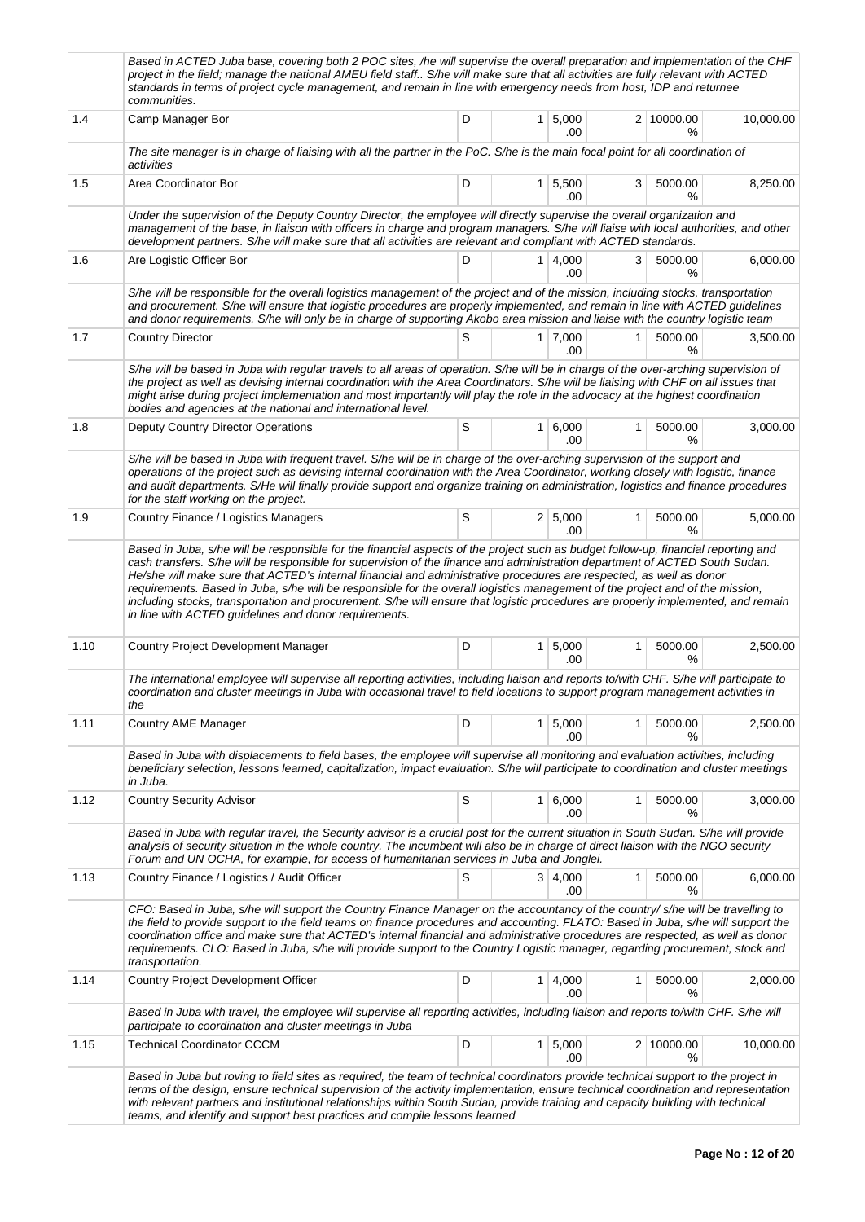| | | | | | | | |
|---|---|---|---|---|---|---|---|
| | *Based in ACTED Juba base, covering both 2 POC sites, /he will supervise the overall preparation and implementation of the CHF project in the field; manage the national AMEU field staff.. S/he will make sure that all activities are fully relevant with ACTED standards in terms of project cycle management, and remain in line with emergency needs from host, IDP and returnee communities.* | | | | | | |
| 1.4 | Camp Manager Bor | D | 1 | 5,000.00 | 2 | 10000.00 % | 10,000.00 |
| | *The site manager is in charge of liaising with all the partner in the PoC. S/he is the main focal point for all coordination of activities* | | | | | | |
| 1.5 | Area Coordinator Bor | D | 1 | 5,500.00 | 3 | 5000.00 % | 8,250.00 |
| | *Under the supervision of the Deputy Country Director, the employee will directly supervise the overall organization and management of the base, in liaison with officers in charge and program managers. S/he will liaise with local authorities, and other development partners. S/he will make sure that all activities are relevant and compliant with ACTED standards.* | | | | | | |
| 1.6 | Are Logistic Officer Bor | D | 1 | 4,000.00 | 3 | 5000.00 % | 6,000.00 |
| | *S/he will be responsible for the overall logistics management of the project and of the mission, including stocks, transportation and procurement. S/he will ensure that logistic procedures are properly implemented, and remain in line with ACTED guidelines and donor requirements. S/he will only be in charge of supporting Akobo area mission and liaise with the country logistic team* | | | | | | |
| 1.7 | Country Director | S | 1 | 7,000.00 | 1 | 5000.00 % | 3,500.00 |
| | *S/he will be based in Juba with regular travels to all areas of operation. S/he will be in charge of the over-arching supervision of the project as well as devising internal coordination with the Area Coordinators. S/he will be liaising with CHF on all issues that might arise during project implementation and most importantly will play the role in the advocacy at the highest coordination bodies and agencies at the national and international level.* | | | | | | |
| 1.8 | Deputy Country Director Operations | S | 1 | 6,000.00 | 1 | 5000.00 % | 3,000.00 |
| | *S/he will be based in Juba with frequent travel. S/he will be in charge of the over-arching supervision of the support and operations of the project such as devising internal coordination with the Area Coordinator, working closely with logistic, finance and audit departments. S/He will finally provide support and organize training on administration, logistics and finance procedures for the staff working on the project.* | | | | | | |
| 1.9 | Country Finance / Logistics Managers | S | 2 | 5,000.00 | 1 | 5000.00 % | 5,000.00 |
| | *Based in Juba, s/he will be responsible for the financial aspects of the project such as budget follow-up, financial reporting and cash transfers. S/he will be responsible for supervision of the finance and administration department of ACTED South Sudan. He/she will make sure that ACTED's internal financial and administrative procedures are respected, as well as donor requirements. Based in Juba, s/he will be responsible for the overall logistics management of the project and of the mission, including stocks, transportation and procurement. S/he will ensure that logistic procedures are properly implemented, and remain in line with ACTED guidelines and donor requirements.* | | | | | | |
| 1.10 | Country Project Development Manager | D | 1 | 5,000.00 | 1 | 5000.00 % | 2,500.00 |
| | *The international employee will supervise all reporting activities, including liaison and reports to/with CHF. S/he will participate to coordination and cluster meetings in Juba with occasional travel to field locations to support program management activities in the* | | | | | | |
| 1.11 | Country AME Manager | D | 1 | 5,000.00 | 1 | 5000.00 % | 2,500.00 |
| | *Based in Juba with displacements to field bases, the employee will supervise all monitoring and evaluation activities, including beneficiary selection, lessons learned, capitalization, impact evaluation. S/he will participate to coordination and cluster meetings in Juba.* | | | | | | |
| 1.12 | Country Security Advisor | S | 1 | 6,000.00 | 1 | 5000.00 % | 3,000.00 |
| | *Based in Juba with regular travel, the Security advisor is a crucial post for the current situation in South Sudan. S/he will provide analysis of security situation in the whole country. The incumbent will also be in charge of direct liaison with the NGO security Forum and UN OCHA, for example, for access of humanitarian services in Juba and Jonglei.* | | | | | | |
| 1.13 | Country Finance / Logistics / Audit Officer | S | 3 | 4,000.00 | 1 | 5000.00 % | 6,000.00 |
| | *CFO: Based in Juba, s/he will support the Country Finance Manager on the accountancy of the country/ s/he will be travelling to the field to provide support to the field teams on finance procedures and accounting. FLATO: Based in Juba, s/he will support the coordination office and make sure that ACTED's internal financial and administrative procedures are respected, as well as donor requirements. CLO: Based in Juba, s/he will provide support to the Country Logistic manager, regarding procurement, stock and transportation.* | | | | | | |
| 1.14 | Country Project Development Officer | D | 1 | 4,000.00 | 1 | 5000.00 % | 2,000.00 |
| | *Based in Juba with travel, the employee will supervise all reporting activities, including liaison and reports to/with CHF. S/he will participate to coordination and cluster meetings in Juba* | | | | | | |
| 1.15 | Technical Coordinator CCCM | D | 1 | 5,000.00 | 2 | 10000.00 % | 10,000.00 |
| | *Based in Juba but roving to field sites as required, the team of technical coordinators provide technical support to the project in terms of the design, ensure technical supervision of the activity implementation, ensure technical coordination and representation with relevant partners and institutional relationships within South Sudan, provide training and capacity building with technical teams, and identify and support best practices and compile lessons learned* | | | | | | |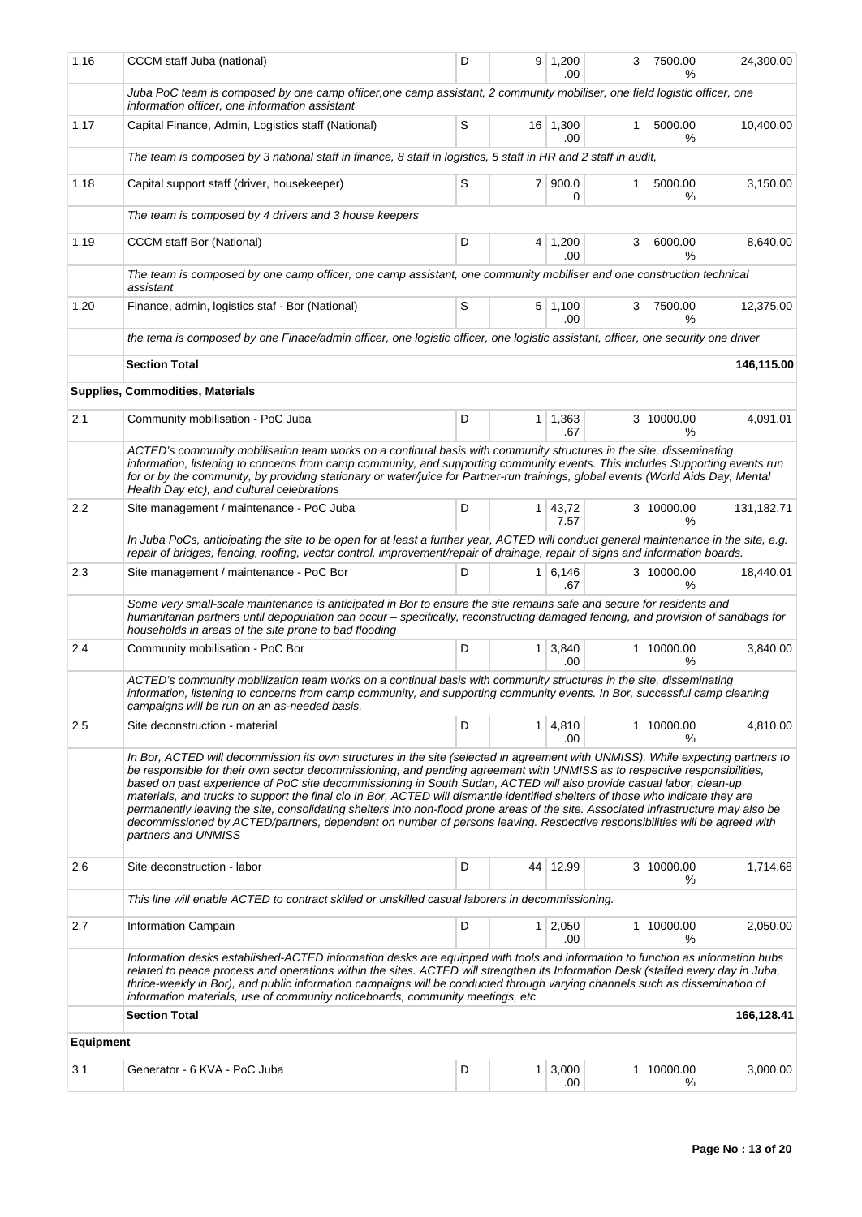| 1.16 | CCCM staff Juba (national) | D | 9 | 1,200.00 | 3 | 7500.00 % | 24,300.00 |
|---|---|---|---|---|---|---|---|
| | *Juba PoC team is composed by one camp officer,one camp assistant, 2 community mobiliser, one field logistic officer, one information officer, one information assistant* | | | | | | |
| 1.17 | Capital Finance, Admin, Logistics staff (National) | S | 16 | 1,300.00 | 1 | 5000.00 % | 10,400.00 |
| | *The team is composed by 3 national staff in finance, 8 staff in logistics, 5 staff in HR and 2 staff in audit,* | | | | | | |
| 1.18 | Capital support staff (driver, housekeeper) | S | 7 | 900.00 | 1 | 5000.00 % | 3,150.00 |
| | *The team is composed by 4 drivers and 3 house keepers* | | | | | | |
| 1.19 | CCCM staff Bor (National) | D | 4 | 1,200.00 | 3 | 6000.00 % | 8,640.00 |
| | *The team is composed by one camp officer, one camp assistant, one community mobiliser and one construction technical assistant* | | | | | | |
| 1.20 | Finance, admin, logistics staf - Bor (National) | S | 5 | 1,100.00 | 3 | 7500.00 % | 12,375.00 |
| | *the tema is composed by one Finace/admin officer, one logistic officer, one logistic assistant, officer, one security one driver* | | | | | | |
| | **Section Total** | | | | | | **146,115.00** |
| | **Supplies, Commodities, Materials** | | | | | | |
| 2.1 | Community mobilisation - PoC Juba | D | 1 | 1,363.67 | 3 | 10000.00 % | 4,091.01 |
| | *ACTED's community mobilisation team works on a continual basis with community structures in the site, disseminating information, listening to concerns from camp community, and supporting community events. This includes Supporting events run for or by the community, by providing stationary or water/juice for Partner-run trainings, global events (World Aids Day, Mental Health Day etc), and cultural celebrations* | | | | | | |
| 2.2 | Site management / maintenance - PoC Juba | D | 1 | 43,727.57 | 3 | 10000.00 % | 131,182.71 |
| | *In Juba PoCs, anticipating the site to be open for at least a further year, ACTED will conduct general maintenance in the site, e.g. repair of bridges, fencing, roofing, vector control, improvement/repair of drainage, repair of signs and information boards.* | | | | | | |
| 2.3 | Site management / maintenance - PoC Bor | D | 1 | 6,146.67 | 3 | 10000.00 % | 18,440.01 |
| | *Some very small-scale maintenance is anticipated in Bor to ensure the site remains safe and secure for residents and humanitarian partners until depopulation can occur – specifically, reconstructing damaged fencing, and provision of sandbags for households in areas of the site prone to bad flooding* | | | | | | |
| 2.4 | Community mobilisation - PoC Bor | D | 1 | 3,840.00 | 1 | 10000.00 % | 3,840.00 |
| | *ACTED's community mobilization team works on a continual basis with community structures in the site, disseminating information, listening to concerns from camp community, and supporting community events. In Bor, successful camp cleaning campaigns will be run on an as-needed basis.* | | | | | | |
| 2.5 | Site deconstruction - material | D | 1 | 4,810.00 | 1 | 10000.00 % | 4,810.00 |
| | *In Bor, ACTED will decommission its own structures in the site (selected in agreement with UNMISS). While expecting partners to be responsible for their own sector decommissioning, and pending agreement with UNMISS as to respective responsibilities, based on past experience of PoC site decommissioning in South Sudan, ACTED will also provide casual labor, clean-up materials, and trucks to support the final clo In Bor, ACTED will dismantle identified shelters of those who indicate they are permanently leaving the site, consolidating shelters into non-flood prone areas of the site. Associated infrastructure may also be decommissioned by ACTED/partners, dependent on number of persons leaving. Respective responsibilities will be agreed with partners and UNMISS* | | | | | | |
| 2.6 | Site deconstruction - labor | D | 44 | 12.99 | 3 | 10000.00 % | 1,714.68 |
| | *This line will enable ACTED to contract skilled or unskilled casual laborers in decommissioning.* | | | | | | |
| 2.7 | Information Campain | D | 1 | 2,050.00 | 1 | 10000.00 % | 2,050.00 |
| | *Information desks established-ACTED information desks are equipped with tools and information to function as information hubs related to peace process and operations within the sites. ACTED will strengthen its Information Desk (staffed every day in Juba, thrice-weekly in Bor), and public information campaigns will be conducted through varying channels such as dissemination of information materials, use of community noticeboards, community meetings, etc* | | | | | | |
| | **Section Total** | | | | | | **166,128.41** |
| **Equipment** | | | | | | | |
| 3.1 | Generator - 6 KVA - PoC Juba | D | 1 | 3,000.00 | 1 | 10000.00 % | 3,000.00 |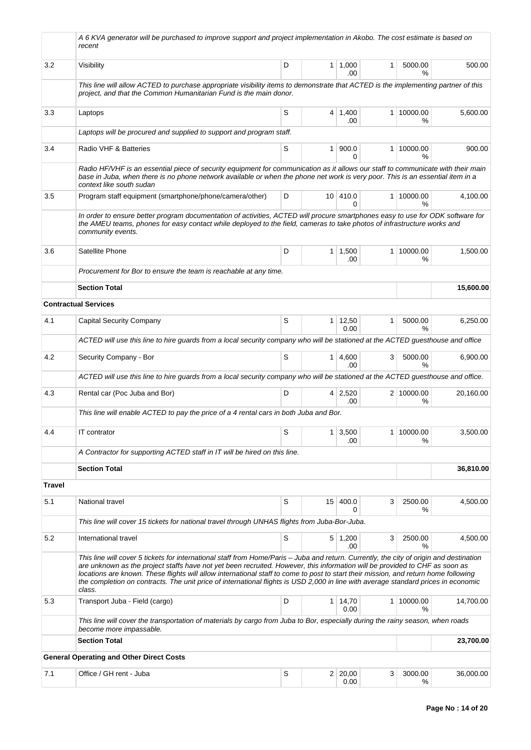| | | | | | | | |
|---|---|---|---|---|---|---|---|
| | *A 6 KVA generator will be purchased to improve support and project implementation in Akobo. The cost estimate is based on recent* | | | | | | |
| 3.2 | Visibility | D | 1 | 1,000.00 | 1 | 5000.00 % | 500.00 |
| | *This line will allow ACTED to purchase appropriate visibility items to demonstrate that ACTED is the implementing partner of this project, and that the Common Humanitarian Fund is the main donor.* | | | | | | |
| 3.3 | Laptops | S | 4 | 1,400.00 | 1 | 10000.00 % | 5,600.00 |
| | *Laptops will be procured and supplied to support and program staff.* | | | | | | |
| 3.4 | Radio VHF & Batteries | S | 1 | 900.00 | 1 | 10000.00 % | 900.00 |
| | *Radio HF/VHF is an essential piece of security equipment for communication as it allows our staff to communicate with their main base in Juba, when there is no phone network available or when the phone net work is very poor. This is an essential item in a context like south sudan* | | | | | | |
| 3.5 | Program staff equipment (smartphone/phone/camera/other) | D | 10 | 410.00 | 1 | 10000.00 % | 4,100.00 |
| | *In order to ensure better program documentation of activities, ACTED will procure smartphones easy to use for ODK software for the AMEU teams, phones for easy contact while deployed to the field, cameras to take photos of infrastructure works and community events.* | | | | | | |
| 3.6 | Satellite Phone | D | 1 | 1,500.00 | 1 | 10000.00 % | 1,500.00 |
| | *Procurement for Bor to ensure the team is reachable at any time.* | | | | | | |
| | **Section Total** | | | | | | **15,600.00** |
| **Contractual Services** | | | | | | | |
| 4.1 | Capital Security Company | S | 1 | 12,500.00 | 1 | 5000.00 % | 6,250.00 |
| | *ACTED will use this line to hire guards from a local security company who will be stationed at the ACTED guesthouse and office* | | | | | | |
| 4.2 | Security Company - Bor | S | 1 | 4,600.00 | 3 | 5000.00 % | 6,900.00 |
| | *ACTED will use this line to hire guards from a local security company who will be stationed at the ACTED guesthouse and office.* | | | | | | |
| 4.3 | Rental car (Poc Juba and Bor) | D | 4 | 2,520.00 | 2 | 10000.00 % | 20,160.00 |
| | *This line will enable ACTED to pay the price of a 4 rental cars in both Juba and Bor.* | | | | | | |
| 4.4 | IT contrator | S | 1 | 3,500.00 | 1 | 10000.00 % | 3,500.00 |
| | *A Contractor for supporting ACTED staff in IT will be hired on this line.* | | | | | | |
| | **Section Total** | | | | | | **36,810.00** |
| **Travel** | | | | | | | |
| 5.1 | National travel | S | 15 | 400.00 | 3 | 2500.00 % | 4,500.00 |
| | *This line will cover 15 tickets for national travel through UNHAS flights from Juba-Bor-Juba.* | | | | | | |
| 5.2 | International travel | S | 5 | 1,200.00 | 3 | 2500.00 % | 4,500.00 |
| | *This line will cover 5 tickets for international staff from Home/Paris – Juba and return. Currently, the city of origin and destination are unknown as the project staffs have not yet been recruited. However, this information will be provided to CHF as soon as locations are known. These flights will allow international staff to come to post to start their mission, and return home following the completion on contracts. The unit price of international flights is USD 2,000 in line with average standard prices in economic class.* | | | | | | |
| 5.3 | Transport Juba - Field (cargo) | D | 1 | 14,700.00 | 1 | 10000.00 % | 14,700.00 |
| | *This line will cover the transportation of materials by cargo from Juba to Bor, especially during the rainy season, when roads become more impassable.* | | | | | | |
| | **Section Total** | | | | | | **23,700.00** |
| **General Operating and Other Direct Costs** | | | | | | | |
| 7.1 | Office / GH rent - Juba | S | 2 | 20,000.00 | 3 | 3000.00 % | 36,000.00 |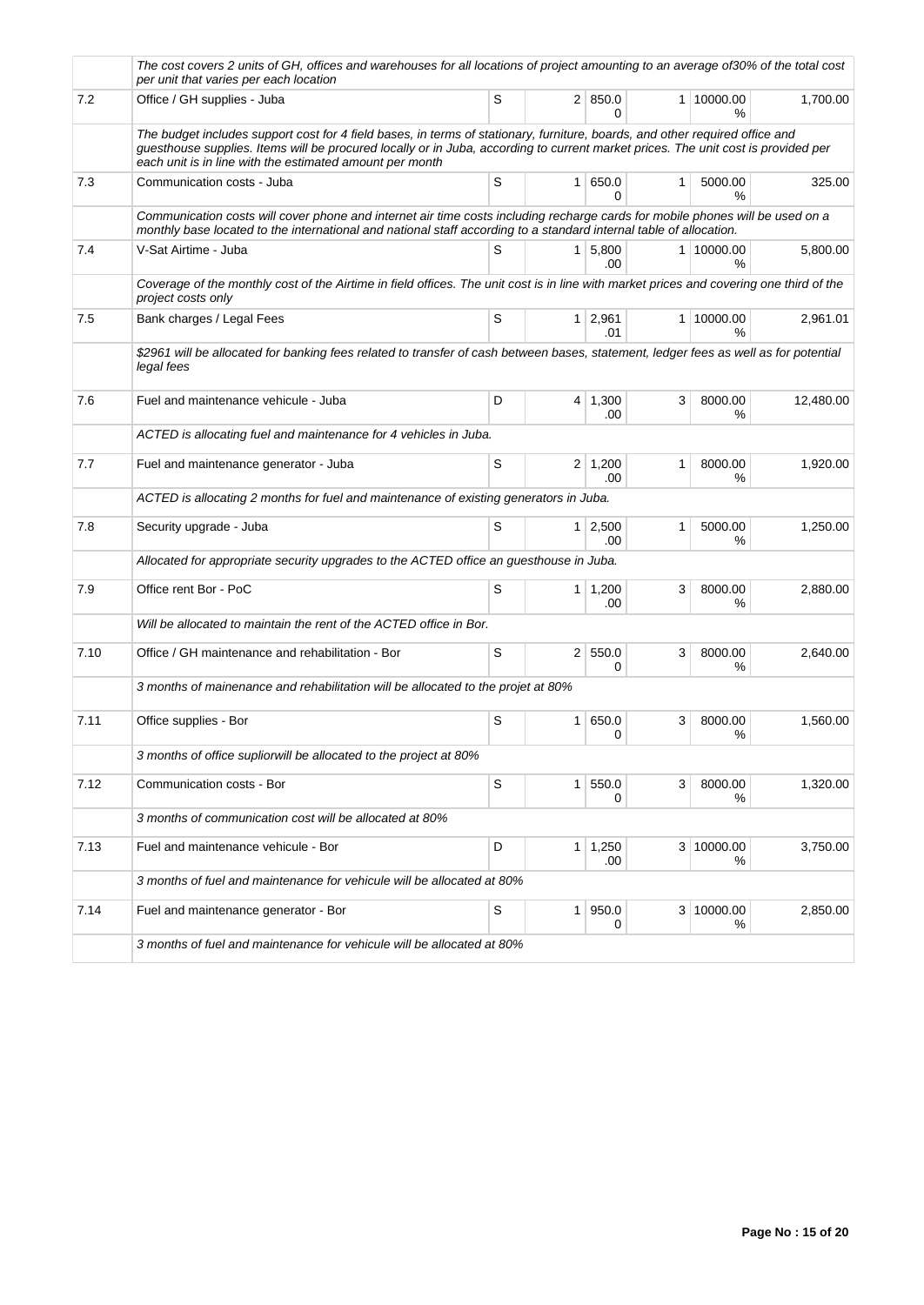| | | | | | | | |
|---|---|---|---|---|---|---|---|
| | *The cost covers 2 units of GH, offices and warehouses for all locations of project amounting to an average of30% of the total cost per unit that varies per each location* | | | | | | |
| 7.2 | Office / GH supplies - Juba | S | 2 | 850.00 | 1 | 10000.00 % | 1,700.00 |
| | *The budget includes support cost for 4 field bases, in terms of stationary, furniture, boards, and other required office and guesthouse supplies. Items will be procured locally or in Juba, according to current market prices. The unit cost is provided per each unit is in line with the estimated amount per month* | | | | | | |
| 7.3 | Communication costs - Juba | S | 1 | 650.00 | 1 | 5000.00 % | 325.00 |
| | *Communication costs will cover phone and internet air time costs including recharge cards for mobile phones will be used on a monthly base located to the international and national staff according to a standard internal table of allocation.* | | | | | | |
| 7.4 | V-Sat Airtime - Juba | S | 1 | 5,800.00 | 1 | 10000.00 % | 5,800.00 |
| | *Coverage of the monthly cost of the Airtime in field offices. The unit cost is in line with market prices and covering one third of the project costs only* | | | | | | |
| 7.5 | Bank charges / Legal Fees | S | 1 | 2,961.01 | 1 | 10000.00 % | 2,961.01 |
| | *$2961 will be allocated for banking fees related to transfer of cash between bases, statement, ledger fees as well as for potential legal fees* | | | | | | |
| 7.6 | Fuel and maintenance vehicule - Juba | D | 4 | 1,300.00 | 3 | 8000.00 % | 12,480.00 |
| | *ACTED is allocating fuel and maintenance for 4 vehicles in Juba.* | | | | | | |
| 7.7 | Fuel and maintenance generator - Juba | S | 2 | 1,200.00 | 1 | 8000.00 % | 1,920.00 |
| | *ACTED is allocating 2 months for fuel and maintenance of existing generators in Juba.* | | | | | | |
| 7.8 | Security upgrade - Juba | S | 1 | 2,500.00 | 1 | 5000.00 % | 1,250.00 |
| | *Allocated for appropriate security upgrades to the ACTED office an guesthouse in Juba.* | | | | | | |
| 7.9 | Office rent Bor - PoC | S | 1 | 1,200.00 | 3 | 8000.00 % | 2,880.00 |
| | *Will be allocated to maintain the rent of the ACTED office in Bor.* | | | | | | |
| 7.10 | Office / GH maintenance and rehabilitation - Bor | S | 2 | 550.00 | 3 | 8000.00 % | 2,640.00 |
| | *3 months of mainenance and rehabilitation will be allocated to the projet at 80%* | | | | | | |
| 7.11 | Office supplies - Bor | S | 1 | 650.00 | 3 | 8000.00 % | 1,560.00 |
| | *3 months of office supliorwill be allocated to the project at 80%* | | | | | | |
| 7.12 | Communication costs - Bor | S | 1 | 550.00 | 3 | 8000.00 % | 1,320.00 |
| | *3 months of communication cost will be allocated at 80%* | | | | | | |
| 7.13 | Fuel and maintenance vehicule - Bor | D | 1 | 1,250.00 | 3 | 10000.00 % | 3,750.00 |
| | *3 months of fuel and maintenance for vehicule will be allocated at 80%* | | | | | | |
| 7.14 | Fuel and maintenance generator - Bor | S | 1 | 950.00 | 3 | 10000.00 % | 2,850.00 |
| | *3 months of fuel and maintenance for vehicule will be allocated at 80%* | | | | | | |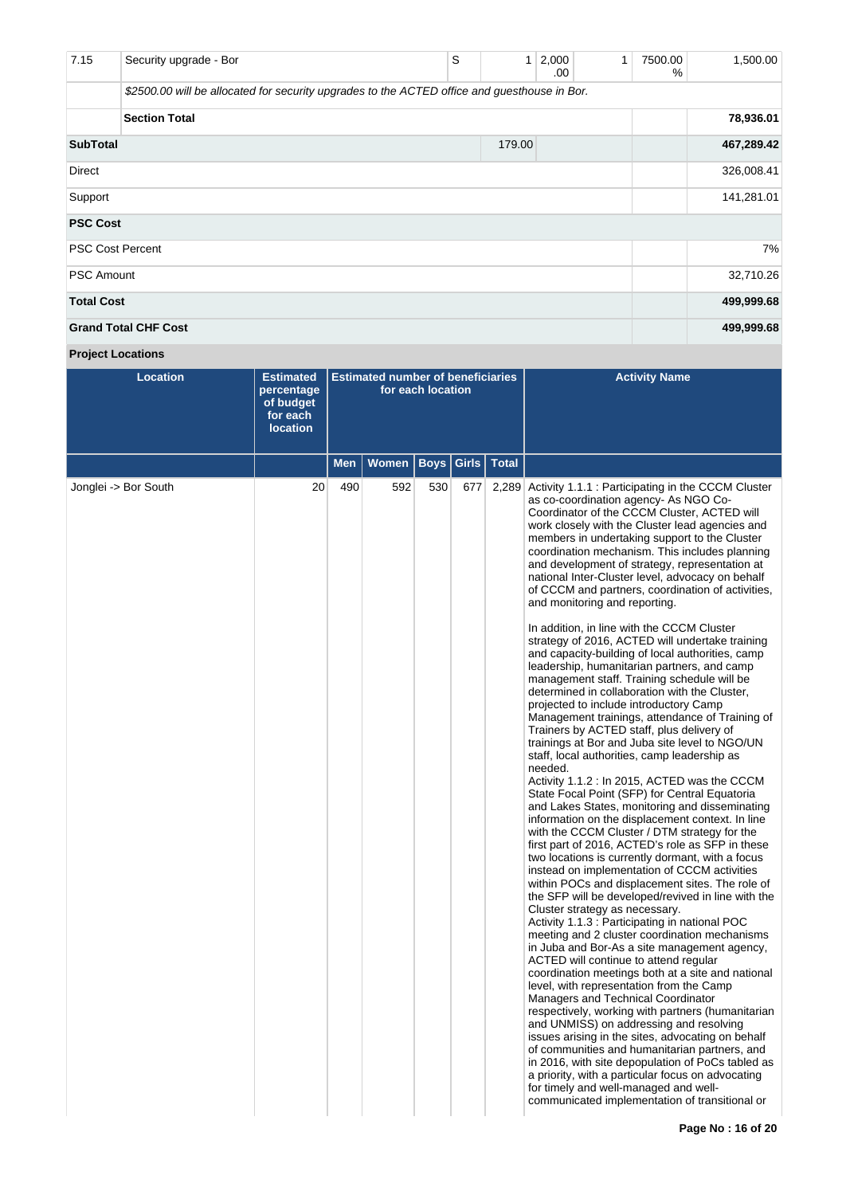| 7.15 | Security upgrade - Bor | S | 1 | 2,000.00 | 1 | 7500.00 % | 1,500.00 |
|---|---|---|---|---|---|---|---|
| | *$2500.00 will be allocated for security upgrades to the ACTED office and guesthouse in Bor.* | | | | | | |
| | **Section Total** | | | | | | **78,936.01** |
| **SubTotal** | | | 179.00 | | | | **467,289.42** |
| Direct | | | | | | | 326,008.41 |
| Support | | | | | | | 141,281.01 |
| **PSC Cost** | | | | | | | |
| PSC Cost Percent | | | | | | | 7% |
| PSC Amount | | | | | | | 32,710.26 |
| **Total Cost** | | | | | | | **499,999.68** |
| **Grand Total CHF Cost** | | | | | | | **499,999.68** |

**Project Locations**

| Location | Estimated percentage of budget for each location | Estimated number of beneficiaries for each location | | | | | Activity Name |
|---|---|---|---|---|---|---|---|
| | | Men | Women | Boys | Girls | Total | |
| Jonglei -> Bor South | 20 | 490 | 592 | 530 | 677 | 2,289 | Activity 1.1.1 : Participating in the CCCM Cluster as co-coordination agency- As NGO Co-Coordinator of the CCCM Cluster, ACTED will work closely with the Cluster lead agencies and members in undertaking support to the Cluster coordination mechanism. This includes planning and development of strategy, representation at national Inter-Cluster level, advocacy on behalf of CCCM and partners, coordination of activities, and monitoring and reporting.<br><br>In addition, in line with the CCCM Cluster strategy of 2016, ACTED will undertake training and capacity-building of local authorities, camp leadership, humanitarian partners, and camp management staff. Training schedule will be determined in collaboration with the Cluster, projected to include introductory Camp Management trainings, attendance of Training of Trainers by ACTED staff, plus delivery of trainings at Bor and Juba site level to NGO/UN staff, local authorities, camp leadership as needed.<br>Activity 1.1.2 : In 2015, ACTED was the CCCM State Focal Point (SFP) for Central Equatoria and Lakes States, monitoring and disseminating information on the displacement context. In line with the CCCM Cluster / DTM strategy for the first part of 2016, ACTED's role as SFP in these two locations is currently dormant, with a focus instead on implementation of CCCM activities within POCs and displacement sites. The role of the SFP will be developed/revived in line with the Cluster strategy as necessary.<br>Activity 1.1.3 : Participating in national POC meeting and 2 cluster coordination mechanisms in Juba and Bor-As a site management agency, ACTED will continue to attend regular coordination meetings both at a site and national level, with representation from the Camp Managers and Technical Coordinator respectively, working with partners (humanitarian and UNMISS) on addressing and resolving issues arising in the sites, advocating on behalf of communities and humanitarian partners, and in 2016, with site depopulation of PoCs tabled as a priority, with a particular focus on advocating for timely and well-managed and well-communicated implementation of transitional or |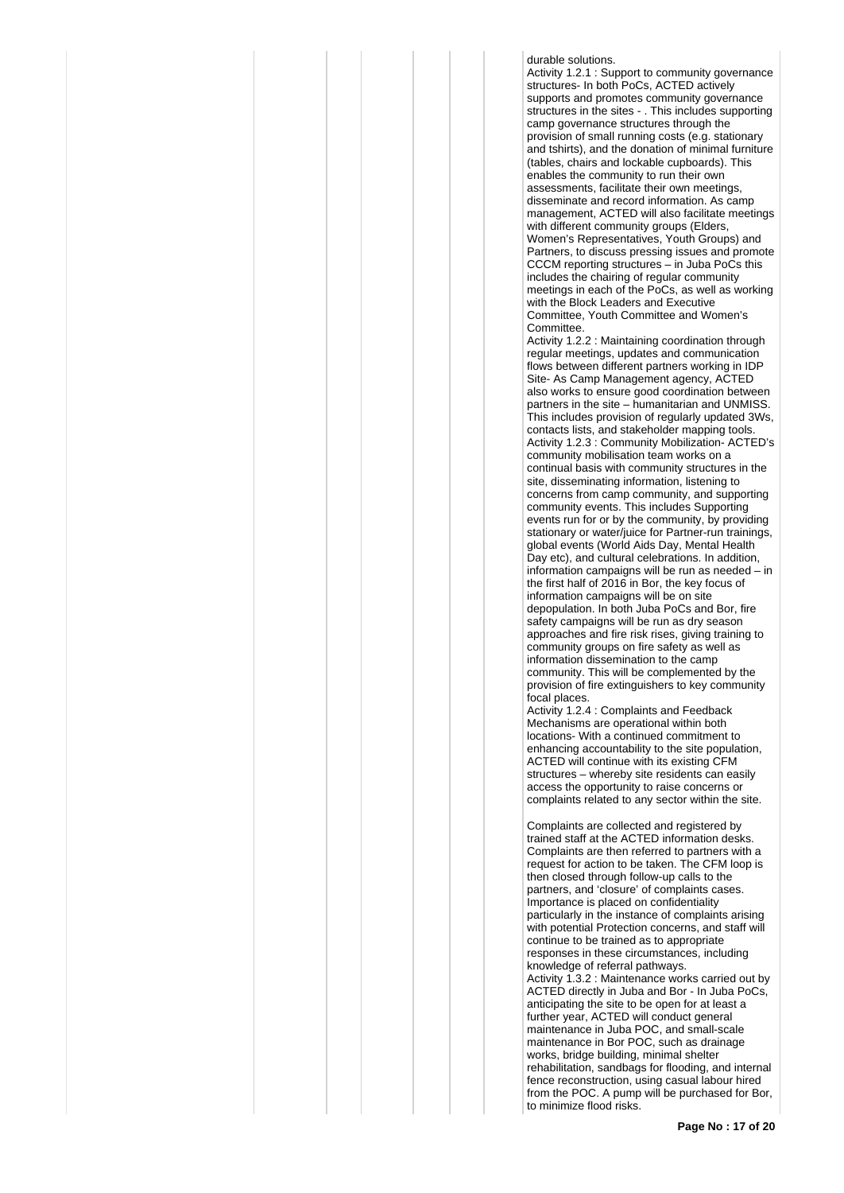durable solutions.

Activity 1.2.1 : Support to community governance structures- In both PoCs, ACTED actively supports and promotes community governance structures in the sites - . This includes supporting camp governance structures through the provision of small running costs (e.g. stationary and tshirts), and the donation of minimal furniture (tables, chairs and lockable cupboards). This enables the community to run their own assessments, facilitate their own meetings, disseminate and record information. As camp management, ACTED will also facilitate meetings with different community groups (Elders, Women's Representatives, Youth Groups) and Partners, to discuss pressing issues and promote CCCM reporting structures – in Juba PoCs this includes the chairing of regular community meetings in each of the PoCs, as well as working with the Block Leaders and Executive Committee, Youth Committee and Women's Committee.

Activity 1.2.2 : Maintaining coordination through regular meetings, updates and communication flows between different partners working in IDP Site- As Camp Management agency, ACTED also works to ensure good coordination between partners in the site – humanitarian and UNMISS. This includes provision of regularly updated 3Ws, contacts lists, and stakeholder mapping tools.

Activity 1.2.3 : Community Mobilization- ACTED's community mobilisation team works on a continual basis with community structures in the site, disseminating information, listening to concerns from camp community, and supporting community events. This includes Supporting events run for or by the community, by providing stationary or water/juice for Partner-run trainings, global events (World Aids Day, Mental Health Day etc), and cultural celebrations. In addition, information campaigns will be run as needed – in the first half of 2016 in Bor, the key focus of information campaigns will be on site depopulation. In both Juba PoCs and Bor, fire safety campaigns will be run as dry season approaches and fire risk rises, giving training to community groups on fire safety as well as information dissemination to the camp community. This will be complemented by the provision of fire extinguishers to key community focal places.

Activity 1.2.4 : Complaints and Feedback Mechanisms are operational within both locations- With a continued commitment to enhancing accountability to the site population, ACTED will continue with its existing CFM structures – whereby site residents can easily access the opportunity to raise concerns or complaints related to any sector within the site.

Complaints are collected and registered by trained staff at the ACTED information desks. Complaints are then referred to partners with a request for action to be taken. The CFM loop is then closed through follow-up calls to the partners, and 'closure' of complaints cases. Importance is placed on confidentiality particularly in the instance of complaints arising with potential Protection concerns, and staff will continue to be trained as to appropriate responses in these circumstances, including knowledge of referral pathways.

Activity 1.3.2 : Maintenance works carried out by ACTED directly in Juba and Bor - In Juba PoCs, anticipating the site to be open for at least a further year, ACTED will conduct general maintenance in Juba POC, and small-scale maintenance in Bor POC, such as drainage works, bridge building, minimal shelter rehabilitation, sandbags for flooding, and internal fence reconstruction, using casual labour hired from the POC. A pump will be purchased for Bor, to minimize flood risks.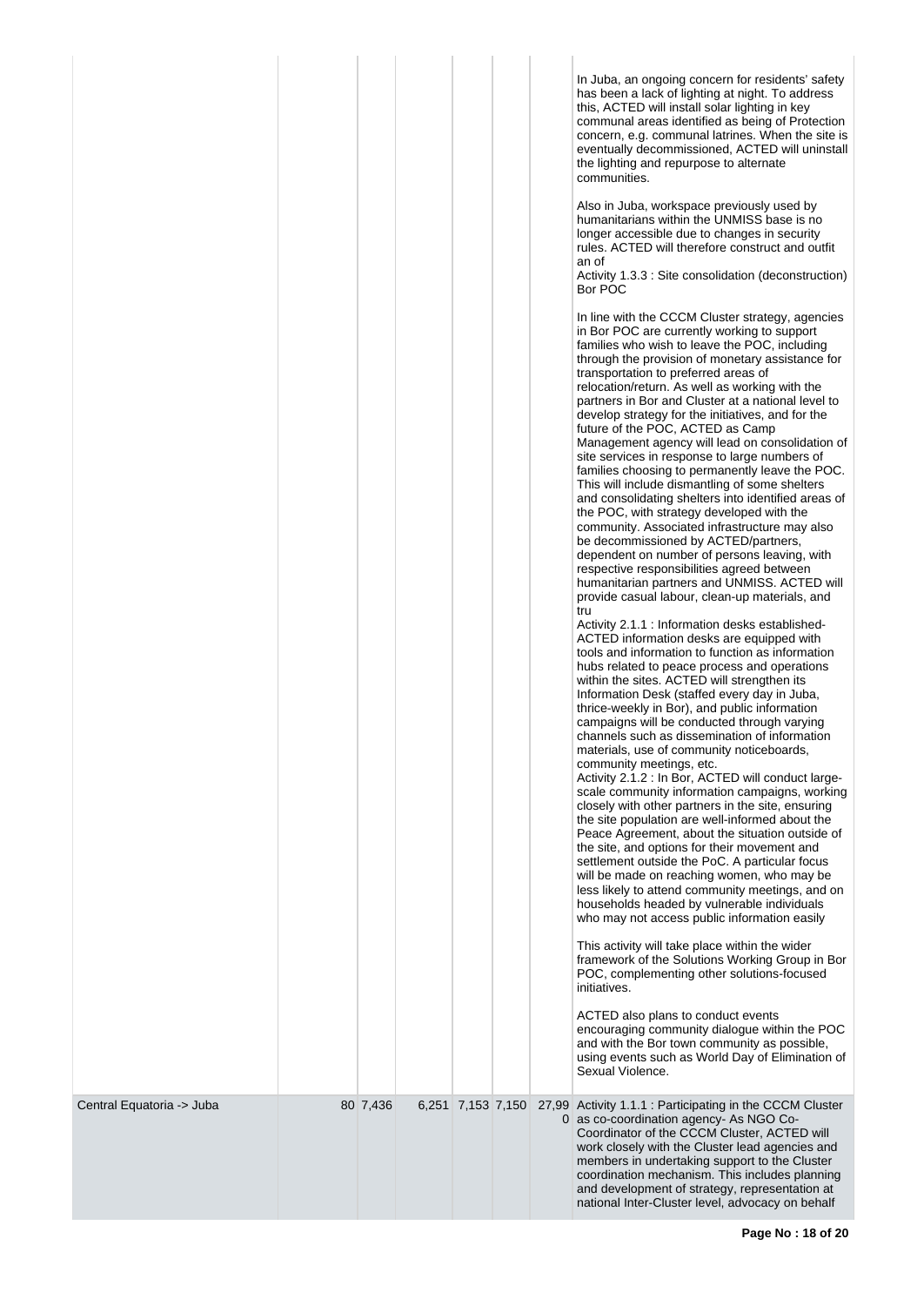| | | | | | | | |
|---|---|---|---|---|---|---|---|
| | | | | | | | In Juba, an ongoing concern for residents' safety has been a lack of lighting at night. To address this, ACTED will install solar lighting in key communal areas identified as being of Protection concern, e.g. communal latrines. When the site is eventually decommissioned, ACTED will uninstall the lighting and repurpose to alternate communities.<br><br>Also in Juba, workspace previously used by humanitarians within the UNMISS base is no longer accessible due to changes in security rules. ACTED will therefore construct and outfit an of<br>Activity 1.3.3 : Site consolidation (deconstruction) Bor POC<br><br>In line with the CCCM Cluster strategy, agencies in Bor POC are currently working to support families who wish to leave the POC, including through the provision of monetary assistance for transportation to preferred areas of relocation/return. As well as working with the partners in Bor and Cluster at a national level to develop strategy for the initiatives, and for the future of the POC, ACTED as Camp Management agency will lead on consolidation of site services in response to large numbers of families choosing to permanently leave the POC. This will include dismantling of some shelters and consolidating shelters into identified areas of the POC, with strategy developed with the community. Associated infrastructure may also be decommissioned by ACTED/partners, dependent on number of persons leaving, with respective responsibilities agreed between humanitarian partners and UNMISS. ACTED will provide casual labour, clean-up materials, and tru<br>Activity 2.1.1 : Information desks established- ACTED information desks are equipped with tools and information to function as information hubs related to peace process and operations within the sites. ACTED will strengthen its Information Desk (staffed every day in Juba, thrice-weekly in Bor), and public information campaigns will be conducted through varying channels such as dissemination of information materials, use of community noticeboards, community meetings, etc.<br>Activity 2.1.2 : In Bor, ACTED will conduct large-scale community information campaigns, working closely with other partners in the site, ensuring the site population are well-informed about the Peace Agreement, about the situation outside of the site, and options for their movement and settlement outside the PoC. A particular focus will be made on reaching women, who may be less likely to attend community meetings, and on households headed by vulnerable individuals who may not access public information easily<br><br>This activity will take place within the wider framework of the Solutions Working Group in Bor POC, complementing other solutions-focused initiatives.<br><br>ACTED also plans to conduct events encouraging community dialogue within the POC and with the Bor town community as possible, using events such as World Day of Elimination of Sexual Violence. |
| Central Equatoria -> Juba | 80 | 7,436 | 6,251 | 7,153 | 7,150 | 27,990 | Activity 1.1.1 : Participating in the CCCM Cluster as co-coordination agency- As NGO Co-Coordinator of the CCCM Cluster, ACTED will work closely with the Cluster lead agencies and members in undertaking support to the Cluster coordination mechanism. This includes planning and development of strategy, representation at national Inter-Cluster level, advocacy on behalf |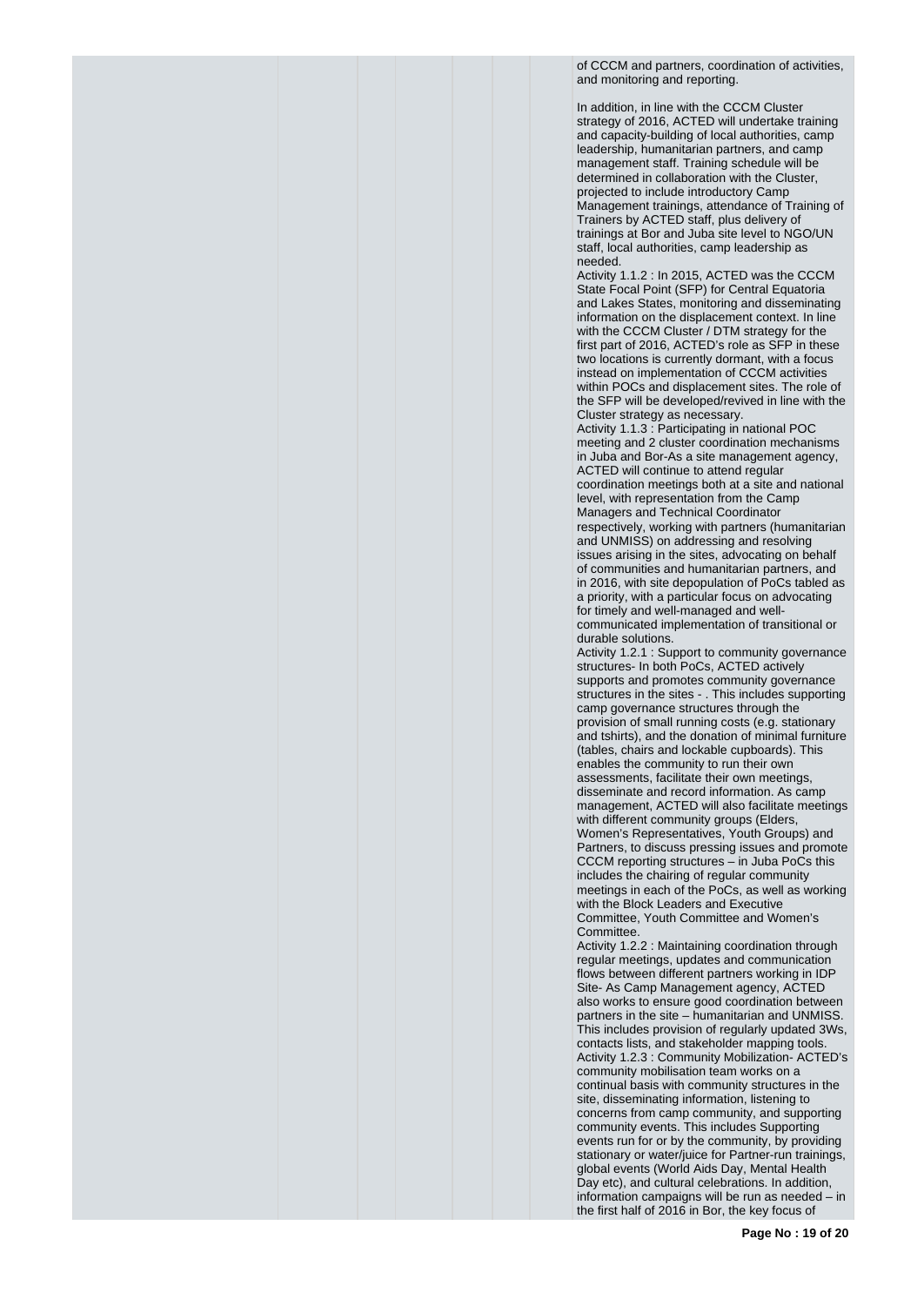of CCCM and partners, coordination of activities, and monitoring and reporting.

In addition, in line with the CCCM Cluster strategy of 2016, ACTED will undertake training and capacity-building of local authorities, camp leadership, humanitarian partners, and camp management staff. Training schedule will be determined in collaboration with the Cluster, projected to include introductory Camp Management trainings, attendance of Training of Trainers by ACTED staff, plus delivery of trainings at Bor and Juba site level to NGO/UN staff, local authorities, camp leadership as needed.

Activity 1.1.2 : In 2015, ACTED was the CCCM State Focal Point (SFP) for Central Equatoria and Lakes States, monitoring and disseminating information on the displacement context. In line with the CCCM Cluster / DTM strategy for the first part of 2016, ACTED's role as SFP in these two locations is currently dormant, with a focus instead on implementation of CCCM activities within POCs and displacement sites. The role of the SFP will be developed/revived in line with the Cluster strategy as necessary.

Activity 1.1.3 : Participating in national POC meeting and 2 cluster coordination mechanisms in Juba and Bor-As a site management agency, ACTED will continue to attend regular coordination meetings both at a site and national level, with representation from the Camp Managers and Technical Coordinator respectively, working with partners (humanitarian and UNMISS) on addressing and resolving issues arising in the sites, advocating on behalf of communities and humanitarian partners, and in 2016, with site depopulation of PoCs tabled as a priority, with a particular focus on advocating for timely and well-managed and well-communicated implementation of transitional or durable solutions.

Activity 1.2.1 : Support to community governance structures- In both PoCs, ACTED actively supports and promotes community governance structures in the sites - . This includes supporting camp governance structures through the provision of small running costs (e.g. stationary and tshirts), and the donation of minimal furniture (tables, chairs and lockable cupboards). This enables the community to run their own assessments, facilitate their own meetings, disseminate and record information. As camp management, ACTED will also facilitate meetings with different community groups (Elders, Women's Representatives, Youth Groups) and Partners, to discuss pressing issues and promote CCCM reporting structures – in Juba PoCs this includes the chairing of regular community meetings in each of the PoCs, as well as working with the Block Leaders and Executive Committee, Youth Committee and Women's Committee.

Activity 1.2.2 : Maintaining coordination through regular meetings, updates and communication flows between different partners working in IDP Site- As Camp Management agency, ACTED also works to ensure good coordination between partners in the site – humanitarian and UNMISS. This includes provision of regularly updated 3Ws, contacts lists, and stakeholder mapping tools.

Activity 1.2.3 : Community Mobilization- ACTED's community mobilisation team works on a continual basis with community structures in the site, disseminating information, listening to concerns from camp community, and supporting community events. This includes Supporting events run for or by the community, by providing stationary or water/juice for Partner-run trainings, global events (World Aids Day, Mental Health Day etc), and cultural celebrations. In addition, information campaigns will be run as needed – in the first half of 2016 in Bor, the key focus of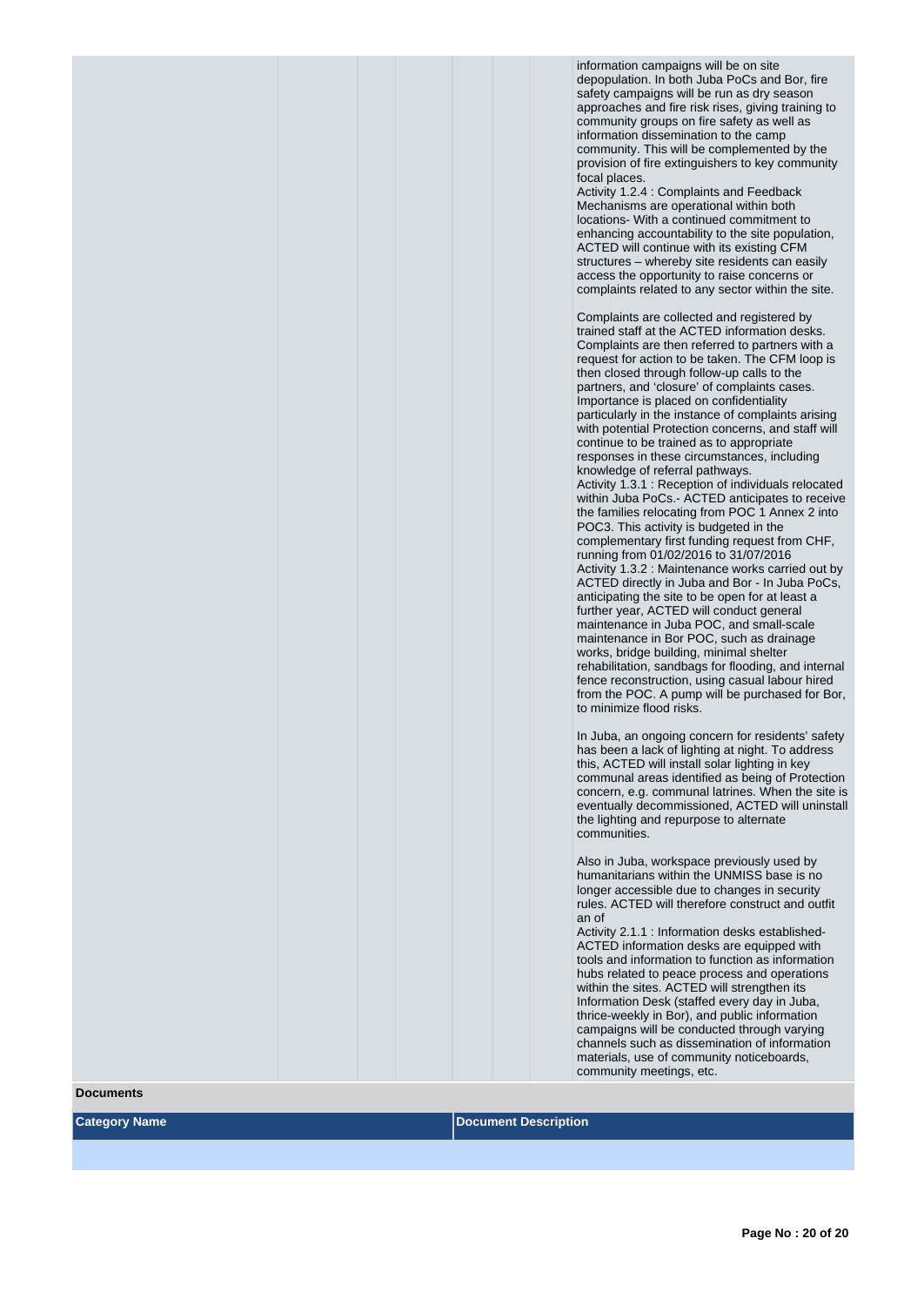| | | | | | | | |
|---|---|---|---|---|---|---|---|
| | | | | | | | information campaigns will be on site depopulation. In both Juba PoCs and Bor, fire safety campaigns will be run as dry season approaches and fire risk rises, giving training to community groups on fire safety as well as information dissemination to the camp community. This will be complemented by the provision of fire extinguishers to key community focal places.<br>Activity 1.2.4 : Complaints and Feedback Mechanisms are operational within both locations- With a continued commitment to enhancing accountability to the site population, ACTED will continue with its existing CFM structures – whereby site residents can easily access the opportunity to raise concerns or complaints related to any sector within the site.<br><br>Complaints are collected and registered by trained staff at the ACTED information desks. Complaints are then referred to partners with a request for action to be taken. The CFM loop is then closed through follow-up calls to the partners, and 'closure' of complaints cases. Importance is placed on confidentiality particularly in the instance of complaints arising with potential Protection concerns, and staff will continue to be trained as to appropriate responses in these circumstances, including knowledge of referral pathways.<br>Activity 1.3.1 : Reception of individuals relocated within Juba PoCs.- ACTED anticipates to receive the families relocating from POC 1 Annex 2 into POC3. This activity is budgeted in the complementary first funding request from CHF, running from 01/02/2016 to 31/07/2016<br>Activity 1.3.2 : Maintenance works carried out by ACTED directly in Juba and Bor - In Juba PoCs, anticipating the site to be open for at least a further year, ACTED will conduct general maintenance in Juba POC, and small-scale maintenance in Bor POC, such as drainage works, bridge building, minimal shelter rehabilitation, sandbags for flooding, and internal fence reconstruction, using casual labour hired from the POC. A pump will be purchased for Bor, to minimize flood risks.<br><br>In Juba, an ongoing concern for residents' safety has been a lack of lighting at night. To address this, ACTED will install solar lighting in key communal areas identified as being of Protection concern, e.g. communal latrines. When the site is eventually decommissioned, ACTED will uninstall the lighting and repurpose to alternate communities.<br><br>Also in Juba, workspace previously used by humanitarians within the UNMISS base is no longer accessible due to changes in security rules. ACTED will therefore construct and outfit an of<br>Activity 2.1.1 : Information desks established- ACTED information desks are equipped with tools and information to function as information hubs related to peace process and operations within the sites. ACTED will strengthen its Information Desk (staffed every day in Juba, thrice-weekly in Bor), and public information campaigns will be conducted through varying channels such as dissemination of information materials, use of community noticeboards, community meetings, etc. |

**Documents**

| Category Name | Document Description |
|---|---|
| | |